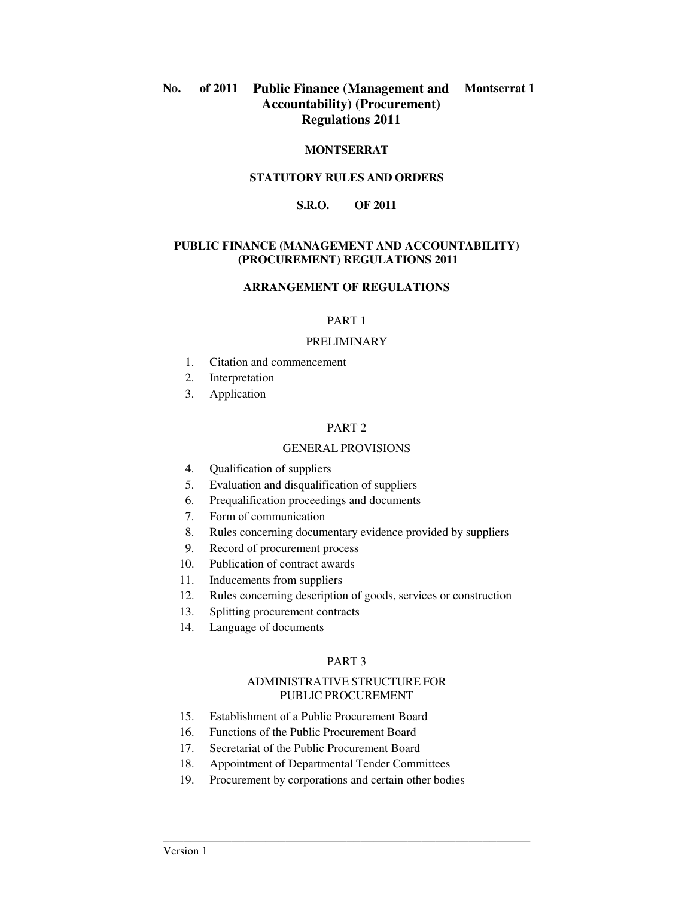**MONTSERRAT**

**STATUTORY RULES AND ORDERS**

**S.R.O. OF 2011**

# PUBLIC FINANCE (MANAGEMENT AND ACCOUNTABILITY) (PROCUREMENT) REGULATIONS 2011

## ARRANGEMENT OF REGULATIONS

### PART 1

### PRELIMINARY

1. Citation and commencement
2. Interpretation
3. Application

### PART 2

### GENERAL PROVISIONS

4. Qualification of suppliers
5. Evaluation and disqualification of suppliers
6. Prequalification proceedings and documents
7. Form of communication
8. Rules concerning documentary evidence provided by suppliers
9. Record of procurement process
10. Publication of contract awards
11. Inducements from suppliers
12. Rules concerning description of goods, services or construction
13. Splitting procurement contracts
14. Language of documents

### PART 3

### ADMINISTRATIVE STRUCTURE FOR PUBLIC PROCUREMENT

15. Establishment of a Public Procurement Board
16. Functions of the Public Procurement Board
17. Secretariat of the Public Procurement Board
18. Appointment of Departmental Tender Committees
19. Procurement by corporations and certain other bodies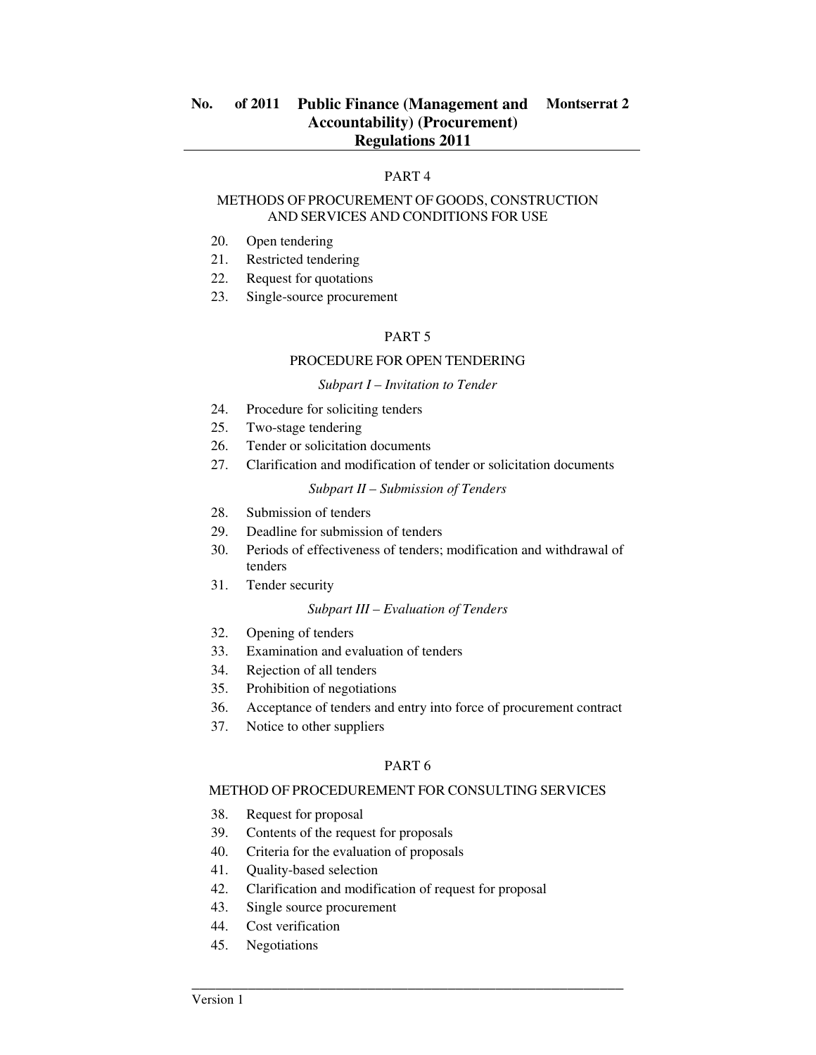## PART 4

### METHODS OF PROCUREMENT OF GOODS, CONSTRUCTION AND SERVICES AND CONDITIONS FOR USE

20. Open tendering
21. Restricted tendering
22. Request for quotations
23. Single-source procurement

## PART 5

### PROCEDURE FOR OPEN TENDERING

*Subpart I – Invitation to Tender*

24. Procedure for soliciting tenders
25. Two-stage tendering
26. Tender or solicitation documents
27. Clarification and modification of tender or solicitation documents

*Subpart II – Submission of Tenders*

28. Submission of tenders
29. Deadline for submission of tenders
30. Periods of effectiveness of tenders; modification and withdrawal of tenders
31. Tender security

*Subpart III – Evaluation of Tenders*

32. Opening of tenders
33. Examination and evaluation of tenders
34. Rejection of all tenders
35. Prohibition of negotiations
36. Acceptance of tenders and entry into force of procurement contract
37. Notice to other suppliers

## PART 6

### METHOD OF PROCEDUREMENT FOR CONSULTING SERVICES

38. Request for proposal
39. Contents of the request for proposals
40. Criteria for the evaluation of proposals
41. Quality-based selection
42. Clarification and modification of request for proposal
43. Single source procurement
44. Cost verification
45. Negotiations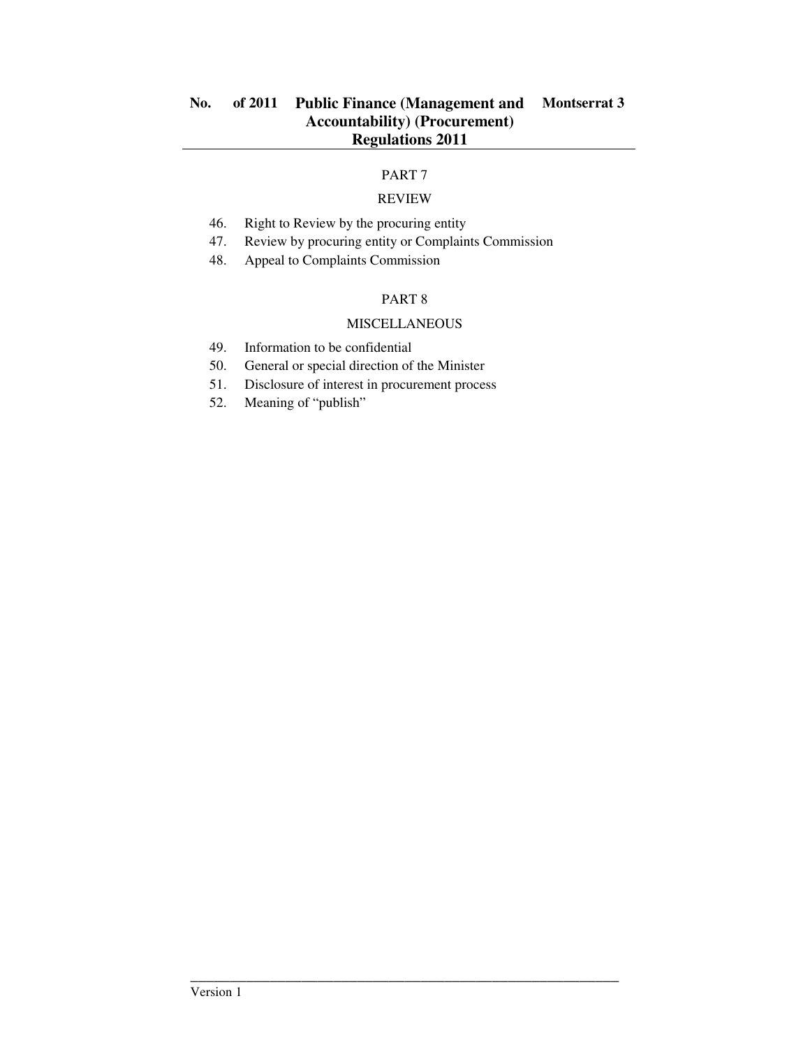PART 7

REVIEW

46. Right to Review by the procuring entity
47. Review by procuring entity or Complaints Commission
48. Appeal to Complaints Commission

PART 8

MISCELLANEOUS

49. Information to be confidential
50. General or special direction of the Minister
51. Disclosure of interest in procurement process
52. Meaning of "publish"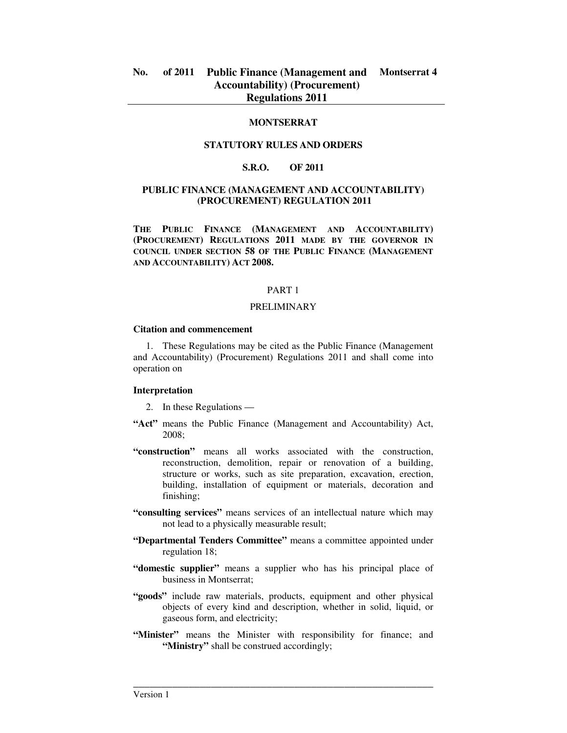**MONTSERRAT**

**STATUTORY RULES AND ORDERS**

**S.R.O. OF 2011**

**PUBLIC FINANCE (MANAGEMENT AND ACCOUNTABILITY) (PROCUREMENT) REGULATION 2011**

**THE PUBLIC FINANCE (MANAGEMENT AND ACCOUNTABILITY) (PROCUREMENT) REGULATIONS 2011 MADE BY THE GOVERNOR IN COUNCIL UNDER SECTION 58 OF THE PUBLIC FINANCE (MANAGEMENT AND ACCOUNTABILITY) ACT 2008.**

PART 1

PRELIMINARY

**Citation and commencement**

1. These Regulations may be cited as the Public Finance (Management and Accountability) (Procurement) Regulations 2011 and shall come into operation on

**Interpretation**

2. In these Regulations —

**"Act"** means the Public Finance (Management and Accountability) Act, 2008;

**"construction"** means all works associated with the construction, reconstruction, demolition, repair or renovation of a building, structure or works, such as site preparation, excavation, erection, building, installation of equipment or materials, decoration and finishing;

**"consulting services"** means services of an intellectual nature which may not lead to a physically measurable result;

**"Departmental Tenders Committee"** means a committee appointed under regulation 18;

**"domestic supplier"** means a supplier who has his principal place of business in Montserrat;

**"goods"** include raw materials, products, equipment and other physical objects of every kind and description, whether in solid, liquid, or gaseous form, and electricity;

**"Minister"** means the Minister with responsibility for finance; and **"Ministry"** shall be construed accordingly;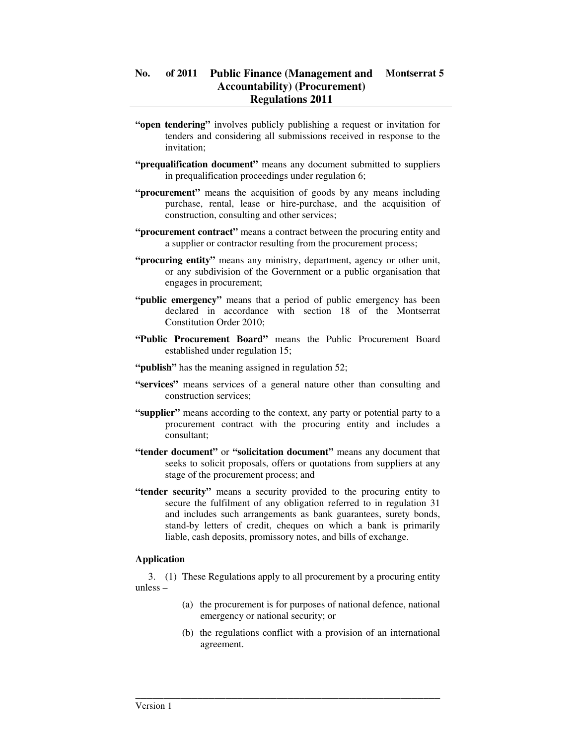**"open tendering"** involves publicly publishing a request or invitation for tenders and considering all submissions received in response to the invitation;

**"prequalification document"** means any document submitted to suppliers in prequalification proceedings under regulation 6;

**"procurement"** means the acquisition of goods by any means including purchase, rental, lease or hire-purchase, and the acquisition of construction, consulting and other services;

**"procurement contract"** means a contract between the procuring entity and a supplier or contractor resulting from the procurement process;

**"procuring entity"** means any ministry, department, agency or other unit, or any subdivision of the Government or a public organisation that engages in procurement;

**"public emergency"** means that a period of public emergency has been declared in accordance with section 18 of the Montserrat Constitution Order 2010;

**"Public Procurement Board"** means the Public Procurement Board established under regulation 15;

**"publish"** has the meaning assigned in regulation 52;

**"services"** means services of a general nature other than consulting and construction services;

**"supplier"** means according to the context, any party or potential party to a procurement contract with the procuring entity and includes a consultant;

**"tender document"** or **"solicitation document"** means any document that seeks to solicit proposals, offers or quotations from suppliers at any stage of the procurement process; and

**"tender security"** means a security provided to the procuring entity to secure the fulfilment of any obligation referred to in regulation 31 and includes such arrangements as bank guarantees, surety bonds, stand-by letters of credit, cheques on which a bank is primarily liable, cash deposits, promissory notes, and bills of exchange.

**Application**

3. (1) These Regulations apply to all procurement by a procuring entity unless –

(a) the procurement is for purposes of national defence, national emergency or national security; or

(b) the regulations conflict with a provision of an international agreement.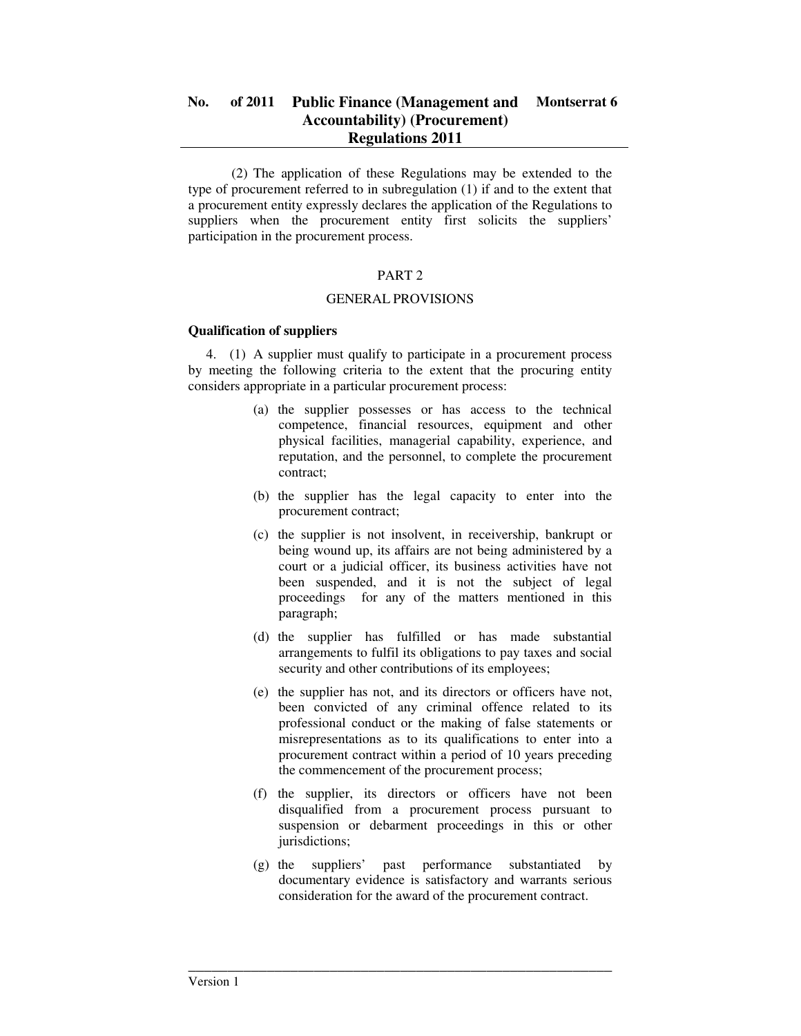(2) The application of these Regulations may be extended to the type of procurement referred to in subregulation (1) if and to the extent that a procurement entity expressly declares the application of the Regulations to suppliers when the procurement entity first solicits the suppliers' participation in the procurement process.

## PART 2

## GENERAL PROVISIONS

**Qualification of suppliers**

4. (1) A supplier must qualify to participate in a procurement process by meeting the following criteria to the extent that the procuring entity considers appropriate in a particular procurement process:

(a) the supplier possesses or has access to the technical competence, financial resources, equipment and other physical facilities, managerial capability, experience, and reputation, and the personnel, to complete the procurement contract;

(b) the supplier has the legal capacity to enter into the procurement contract;

(c) the supplier is not insolvent, in receivership, bankrupt or being wound up, its affairs are not being administered by a court or a judicial officer, its business activities have not been suspended, and it is not the subject of legal proceedings for any of the matters mentioned in this paragraph;

(d) the supplier has fulfilled or has made substantial arrangements to fulfil its obligations to pay taxes and social security and other contributions of its employees;

(e) the supplier has not, and its directors or officers have not, been convicted of any criminal offence related to its professional conduct or the making of false statements or misrepresentations as to its qualifications to enter into a procurement contract within a period of 10 years preceding the commencement of the procurement process;

(f) the supplier, its directors or officers have not been disqualified from a procurement process pursuant to suspension or debarment proceedings in this or other jurisdictions;

(g) the suppliers' past performance substantiated by documentary evidence is satisfactory and warrants serious consideration for the award of the procurement contract.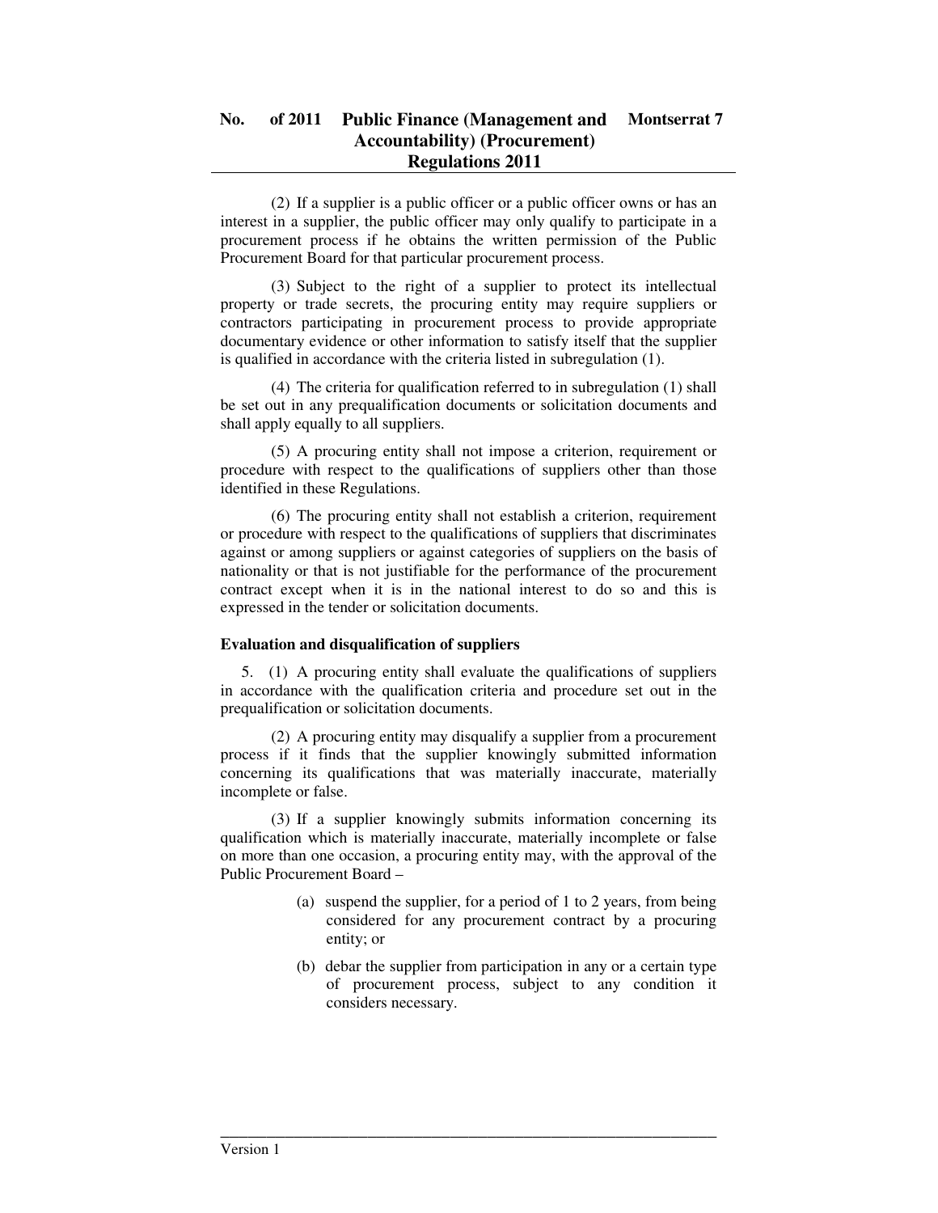(2) If a supplier is a public officer or a public officer owns or has an interest in a supplier, the public officer may only qualify to participate in a procurement process if he obtains the written permission of the Public Procurement Board for that particular procurement process.

(3) Subject to the right of a supplier to protect its intellectual property or trade secrets, the procuring entity may require suppliers or contractors participating in procurement process to provide appropriate documentary evidence or other information to satisfy itself that the supplier is qualified in accordance with the criteria listed in subregulation (1).

(4) The criteria for qualification referred to in subregulation (1) shall be set out in any prequalification documents or solicitation documents and shall apply equally to all suppliers.

(5) A procuring entity shall not impose a criterion, requirement or procedure with respect to the qualifications of suppliers other than those identified in these Regulations.

(6) The procuring entity shall not establish a criterion, requirement or procedure with respect to the qualifications of suppliers that discriminates against or among suppliers or against categories of suppliers on the basis of nationality or that is not justifiable for the performance of the procurement contract except when it is in the national interest to do so and this is expressed in the tender or solicitation documents.

**Evaluation and disqualification of suppliers**

5. (1) A procuring entity shall evaluate the qualifications of suppliers in accordance with the qualification criteria and procedure set out in the prequalification or solicitation documents.

(2) A procuring entity may disqualify a supplier from a procurement process if it finds that the supplier knowingly submitted information concerning its qualifications that was materially inaccurate, materially incomplete or false.

(3) If a supplier knowingly submits information concerning its qualification which is materially inaccurate, materially incomplete or false on more than one occasion, a procuring entity may, with the approval of the Public Procurement Board –

(a) suspend the supplier, for a period of 1 to 2 years, from being considered for any procurement contract by a procuring entity; or

(b) debar the supplier from participation in any or a certain type of procurement process, subject to any condition it considers necessary.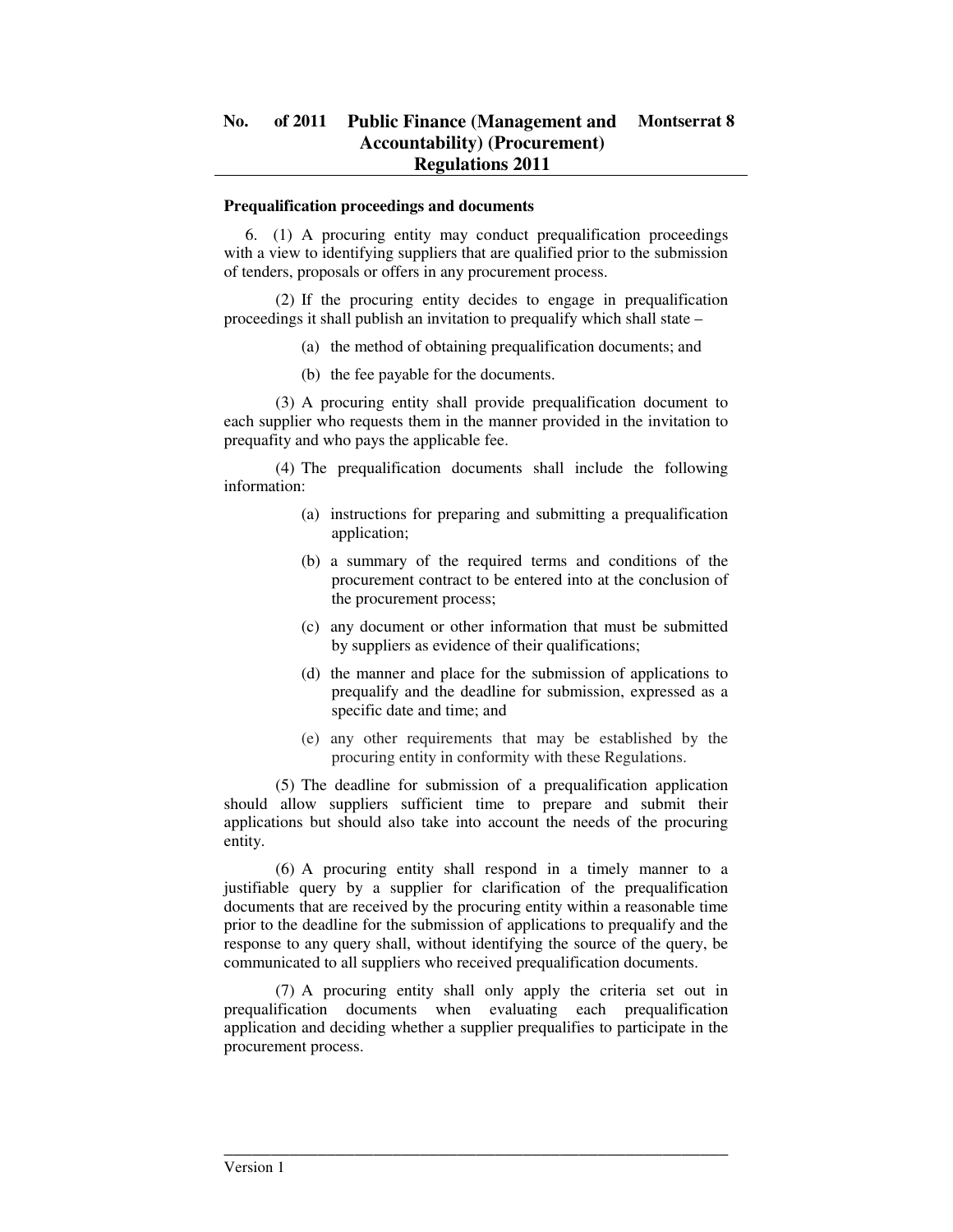**Prequalification proceedings and documents**

6. (1) A procuring entity may conduct prequalification proceedings with a view to identifying suppliers that are qualified prior to the submission of tenders, proposals or offers in any procurement process.

(2) If the procuring entity decides to engage in prequalification proceedings it shall publish an invitation to prequalify which shall state –

(a) the method of obtaining prequalification documents; and

(b) the fee payable for the documents.

(3) A procuring entity shall provide prequalification document to each supplier who requests them in the manner provided in the invitation to prequafity and who pays the applicable fee.

(4) The prequalification documents shall include the following information:

(a) instructions for preparing and submitting a prequalification application;

(b) a summary of the required terms and conditions of the procurement contract to be entered into at the conclusion of the procurement process;

(c) any document or other information that must be submitted by suppliers as evidence of their qualifications;

(d) the manner and place for the submission of applications to prequalify and the deadline for submission, expressed as a specific date and time; and

(e) any other requirements that may be established by the procuring entity in conformity with these Regulations.

(5) The deadline for submission of a prequalification application should allow suppliers sufficient time to prepare and submit their applications but should also take into account the needs of the procuring entity.

(6) A procuring entity shall respond in a timely manner to a justifiable query by a supplier for clarification of the prequalification documents that are received by the procuring entity within a reasonable time prior to the deadline for the submission of applications to prequalify and the response to any query shall, without identifying the source of the query, be communicated to all suppliers who received prequalification documents.

(7) A procuring entity shall only apply the criteria set out in prequalification documents when evaluating each prequalification application and deciding whether a supplier prequalifies to participate in the procurement process.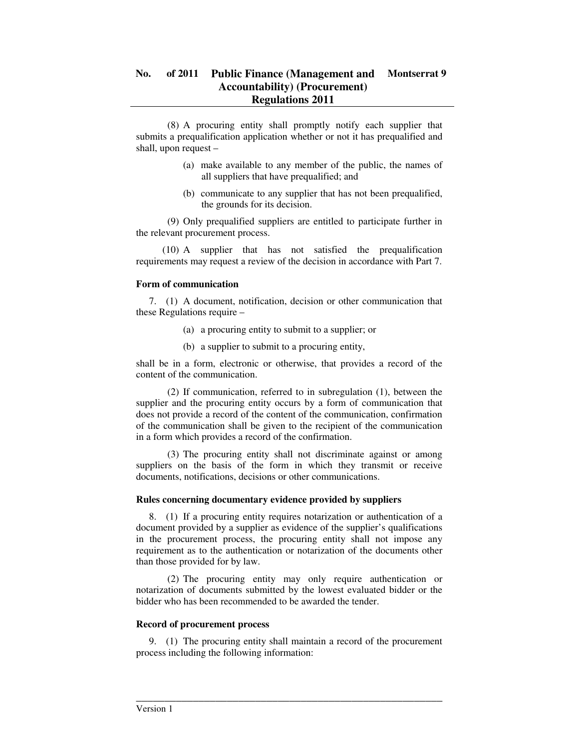(8) A procuring entity shall promptly notify each supplier that submits a prequalification application whether or not it has prequalified and shall, upon request –

(a) make available to any member of the public, the names of all suppliers that have prequalified; and

(b) communicate to any supplier that has not been prequalified, the grounds for its decision.

(9) Only prequalified suppliers are entitled to participate further in the relevant procurement process.

(10) A supplier that has not satisfied the prequalification requirements may request a review of the decision in accordance with Part 7.

**Form of communication**

7. (1) A document, notification, decision or other communication that these Regulations require –

(a) a procuring entity to submit to a supplier; or

(b) a supplier to submit to a procuring entity,

shall be in a form, electronic or otherwise, that provides a record of the content of the communication.

(2) If communication, referred to in subregulation (1), between the supplier and the procuring entity occurs by a form of communication that does not provide a record of the content of the communication, confirmation of the communication shall be given to the recipient of the communication in a form which provides a record of the confirmation.

(3) The procuring entity shall not discriminate against or among suppliers on the basis of the form in which they transmit or receive documents, notifications, decisions or other communications.

**Rules concerning documentary evidence provided by suppliers**

8. (1) If a procuring entity requires notarization or authentication of a document provided by a supplier as evidence of the supplier's qualifications in the procurement process, the procuring entity shall not impose any requirement as to the authentication or notarization of the documents other than those provided for by law.

(2) The procuring entity may only require authentication or notarization of documents submitted by the lowest evaluated bidder or the bidder who has been recommended to be awarded the tender.

**Record of procurement process**

9. (1) The procuring entity shall maintain a record of the procurement process including the following information: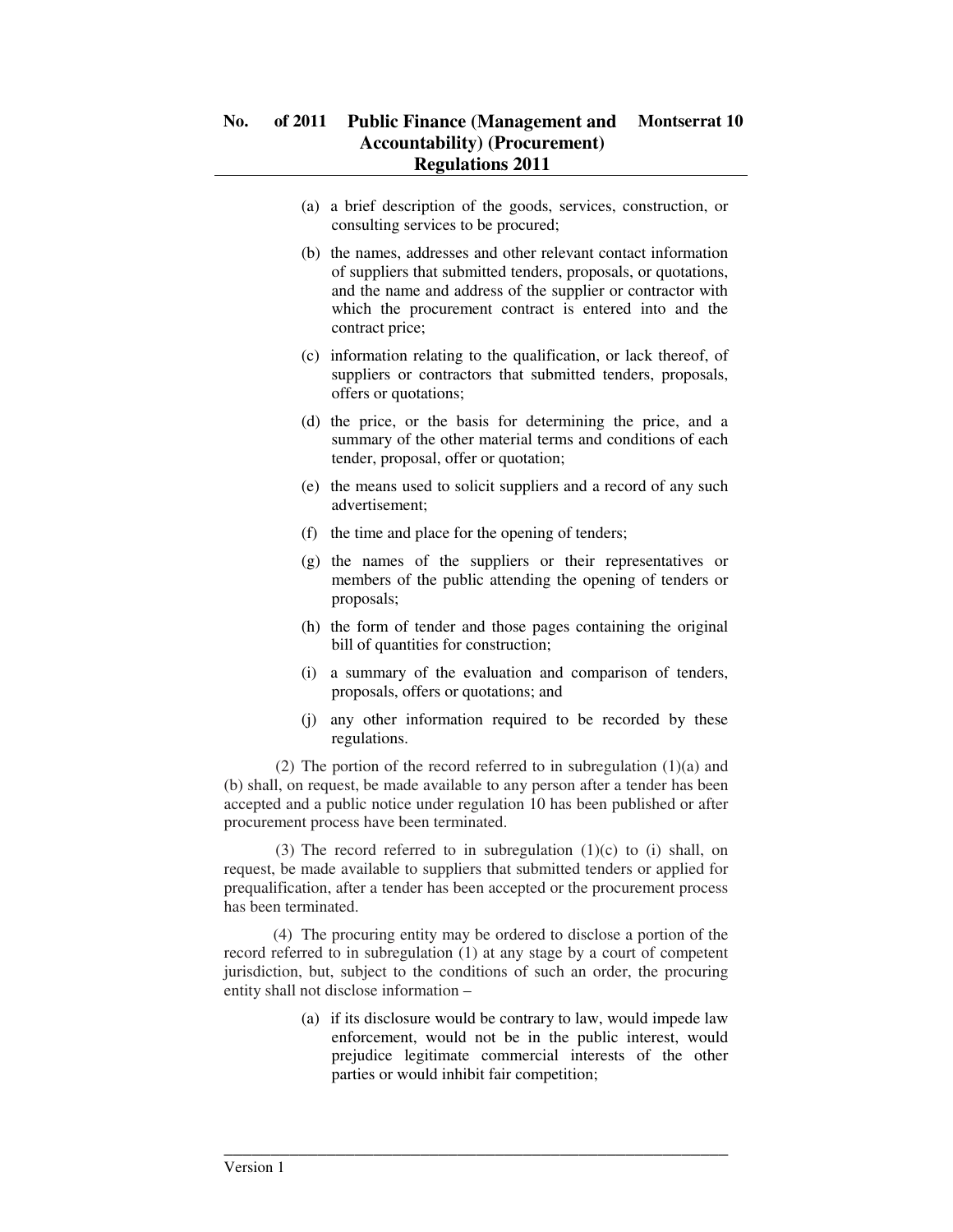(a) a brief description of the goods, services, construction, or consulting services to be procured;

(b) the names, addresses and other relevant contact information of suppliers that submitted tenders, proposals, or quotations, and the name and address of the supplier or contractor with which the procurement contract is entered into and the contract price;

(c) information relating to the qualification, or lack thereof, of suppliers or contractors that submitted tenders, proposals, offers or quotations;

(d) the price, or the basis for determining the price, and a summary of the other material terms and conditions of each tender, proposal, offer or quotation;

(e) the means used to solicit suppliers and a record of any such advertisement;

(f) the time and place for the opening of tenders;

(g) the names of the suppliers or their representatives or members of the public attending the opening of tenders or proposals;

(h) the form of tender and those pages containing the original bill of quantities for construction;

(i) a summary of the evaluation and comparison of tenders, proposals, offers or quotations; and

(j) any other information required to be recorded by these regulations.

(2) The portion of the record referred to in subregulation (1)(a) and (b) shall, on request, be made available to any person after a tender has been accepted and a public notice under regulation 10 has been published or after procurement process have been terminated.

(3) The record referred to in subregulation (1)(c) to (i) shall, on request, be made available to suppliers that submitted tenders or applied for prequalification, after a tender has been accepted or the procurement process has been terminated.

(4) The procuring entity may be ordered to disclose a portion of the record referred to in subregulation (1) at any stage by a court of competent jurisdiction, but, subject to the conditions of such an order, the procuring entity shall not disclose information –

(a) if its disclosure would be contrary to law, would impede law enforcement, would not be in the public interest, would prejudice legitimate commercial interests of the other parties or would inhibit fair competition;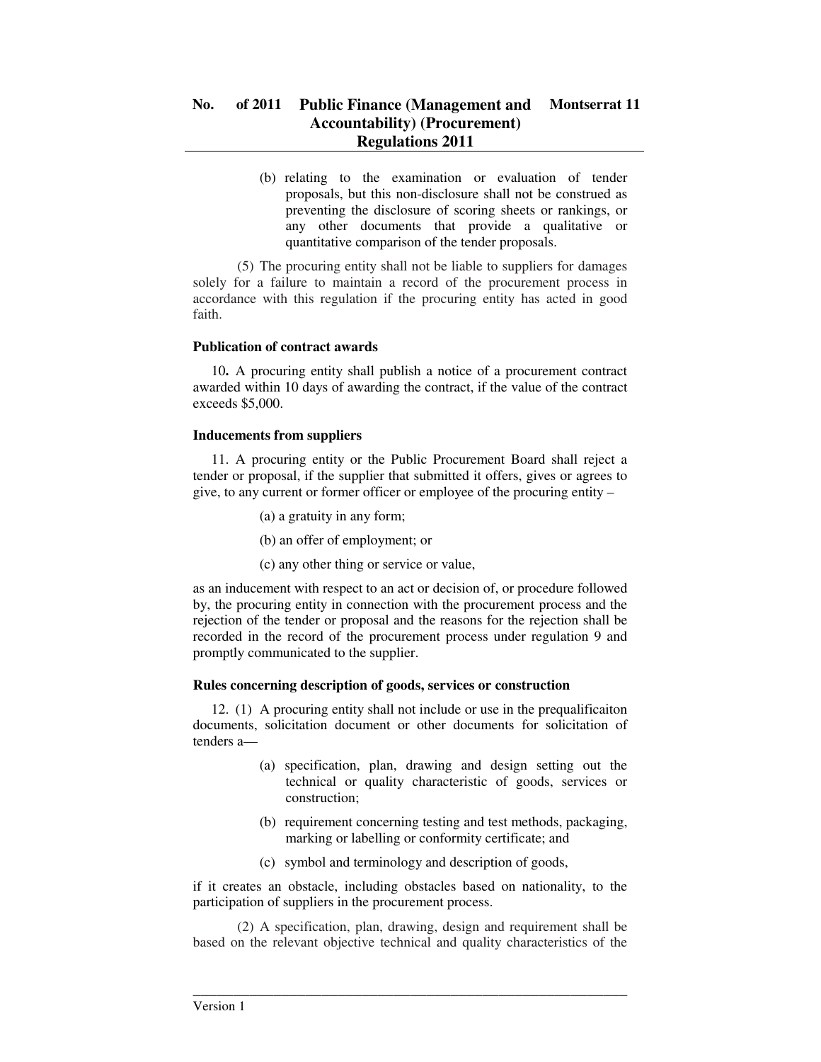(b) relating to the examination or evaluation of tender proposals, but this non-disclosure shall not be construed as preventing the disclosure of scoring sheets or rankings, or any other documents that provide a qualitative or quantitative comparison of the tender proposals.

(5) The procuring entity shall not be liable to suppliers for damages solely for a failure to maintain a record of the procurement process in accordance with this regulation if the procuring entity has acted in good faith.

**Publication of contract awards**

10**.** A procuring entity shall publish a notice of a procurement contract awarded within 10 days of awarding the contract, if the value of the contract exceeds $5,000.

**Inducements from suppliers**

11. A procuring entity or the Public Procurement Board shall reject a tender or proposal, if the supplier that submitted it offers, gives or agrees to give, to any current or former officer or employee of the procuring entity –

(a) a gratuity in any form;

(b) an offer of employment; or

(c) any other thing or service or value,

as an inducement with respect to an act or decision of, or procedure followed by, the procuring entity in connection with the procurement process and the rejection of the tender or proposal and the reasons for the rejection shall be recorded in the record of the procurement process under regulation 9 and promptly communicated to the supplier.

**Rules concerning description of goods, services or construction**

12. (1) A procuring entity shall not include or use in the prequalificaiton documents, solicitation document or other documents for solicitation of tenders a—

(a) specification, plan, drawing and design setting out the technical or quality characteristic of goods, services or construction;

(b) requirement concerning testing and test methods, packaging, marking or labelling or conformity certificate; and

(c) symbol and terminology and description of goods,

if it creates an obstacle, including obstacles based on nationality, to the participation of suppliers in the procurement process.

(2) A specification, plan, drawing, design and requirement shall be based on the relevant objective technical and quality characteristics of the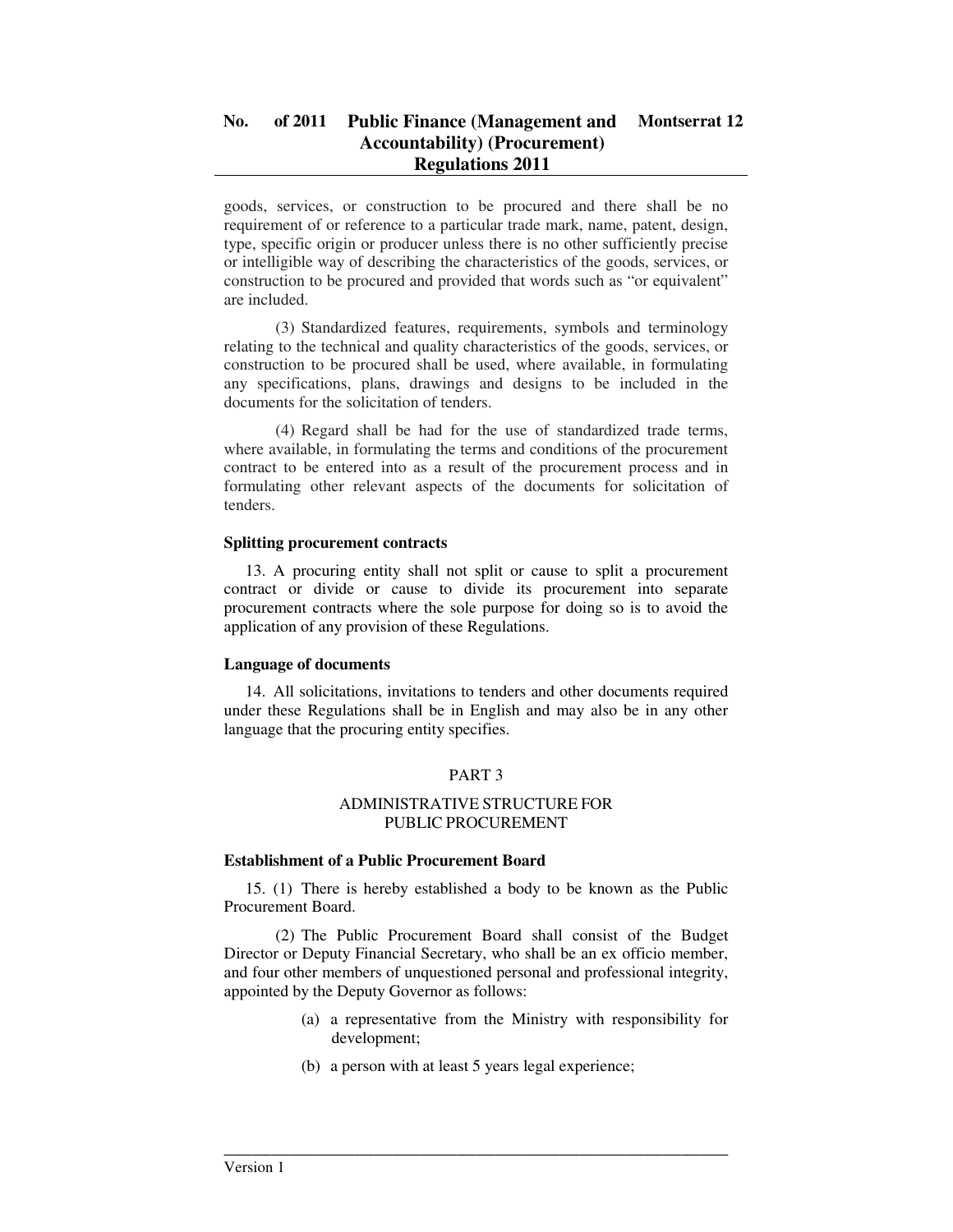goods, services, or construction to be procured and there shall be no requirement of or reference to a particular trade mark, name, patent, design, type, specific origin or producer unless there is no other sufficiently precise or intelligible way of describing the characteristics of the goods, services, or construction to be procured and provided that words such as "or equivalent" are included.

(3) Standardized features, requirements, symbols and terminology relating to the technical and quality characteristics of the goods, services, or construction to be procured shall be used, where available, in formulating any specifications, plans, drawings and designs to be included in the documents for the solicitation of tenders.

(4) Regard shall be had for the use of standardized trade terms, where available, in formulating the terms and conditions of the procurement contract to be entered into as a result of the procurement process and in formulating other relevant aspects of the documents for solicitation of tenders.

**Splitting procurement contracts**

13. A procuring entity shall not split or cause to split a procurement contract or divide or cause to divide its procurement into separate procurement contracts where the sole purpose for doing so is to avoid the application of any provision of these Regulations.

**Language of documents**

14. All solicitations, invitations to tenders and other documents required under these Regulations shall be in English and may also be in any other language that the procuring entity specifies.

## PART 3

## ADMINISTRATIVE STRUCTURE FOR PUBLIC PROCUREMENT

**Establishment of a Public Procurement Board**

15. (1) There is hereby established a body to be known as the Public Procurement Board.

(2) The Public Procurement Board shall consist of the Budget Director or Deputy Financial Secretary, who shall be an ex officio member, and four other members of unquestioned personal and professional integrity, appointed by the Deputy Governor as follows:

(a) a representative from the Ministry with responsibility for development;

(b) a person with at least 5 years legal experience;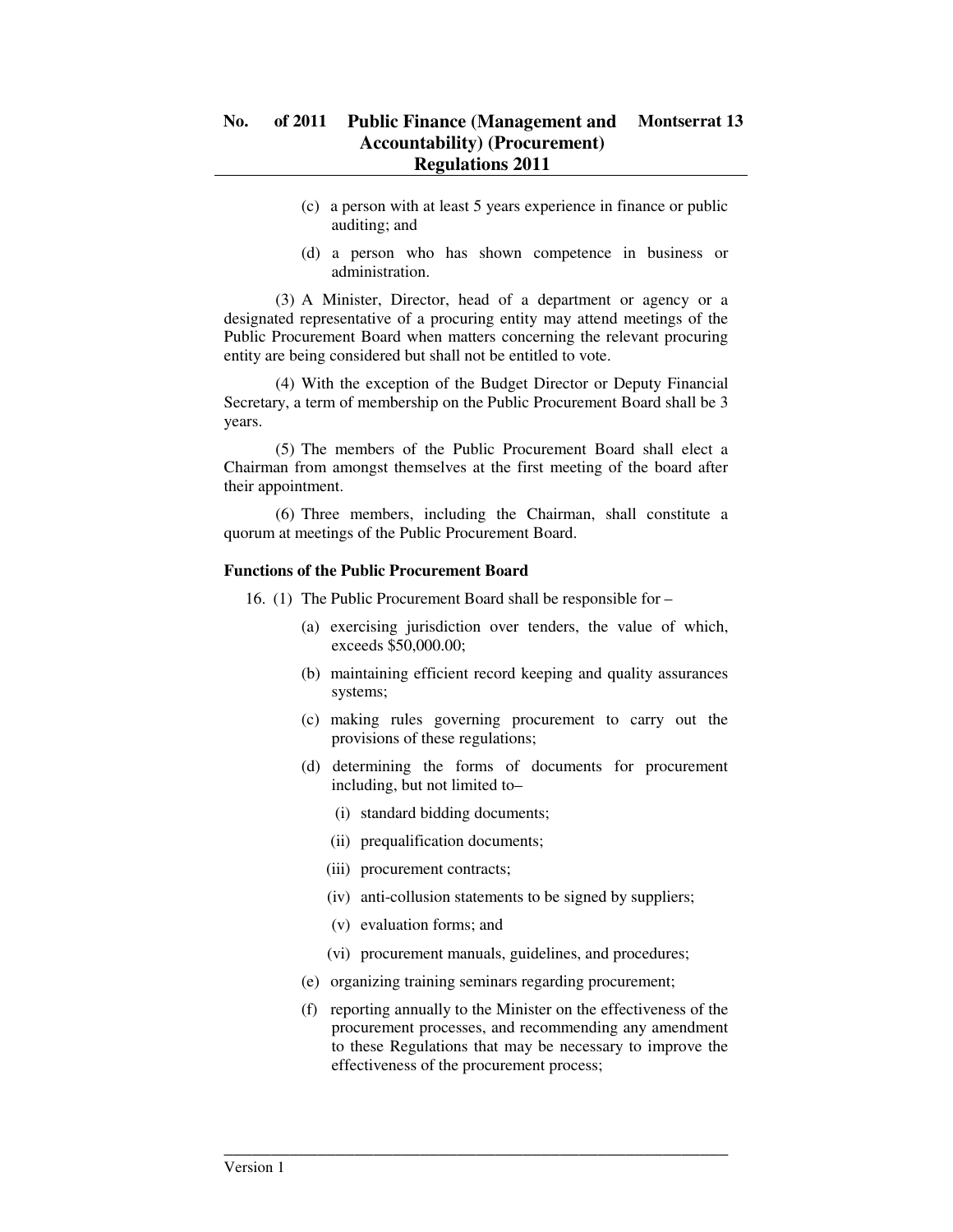(c) a person with at least 5 years experience in finance or public auditing; and

(d) a person who has shown competence in business or administration.

(3) A Minister, Director, head of a department or agency or a designated representative of a procuring entity may attend meetings of the Public Procurement Board when matters concerning the relevant procuring entity are being considered but shall not be entitled to vote.

(4) With the exception of the Budget Director or Deputy Financial Secretary, a term of membership on the Public Procurement Board shall be 3 years.

(5) The members of the Public Procurement Board shall elect a Chairman from amongst themselves at the first meeting of the board after their appointment.

(6) Three members, including the Chairman, shall constitute a quorum at meetings of the Public Procurement Board.

**Functions of the Public Procurement Board**

16. (1) The Public Procurement Board shall be responsible for –

(a) exercising jurisdiction over tenders, the value of which, exceeds $50,000.00;

(b) maintaining efficient record keeping and quality assurances systems;

(c) making rules governing procurement to carry out the provisions of these regulations;

(d) determining the forms of documents for procurement including, but not limited to–

(i) standard bidding documents;

(ii) prequalification documents;

(iii) procurement contracts;

(iv) anti-collusion statements to be signed by suppliers;

(v) evaluation forms; and

(vi) procurement manuals, guidelines, and procedures;

(e) organizing training seminars regarding procurement;

(f) reporting annually to the Minister on the effectiveness of the procurement processes, and recommending any amendment to these Regulations that may be necessary to improve the effectiveness of the procurement process;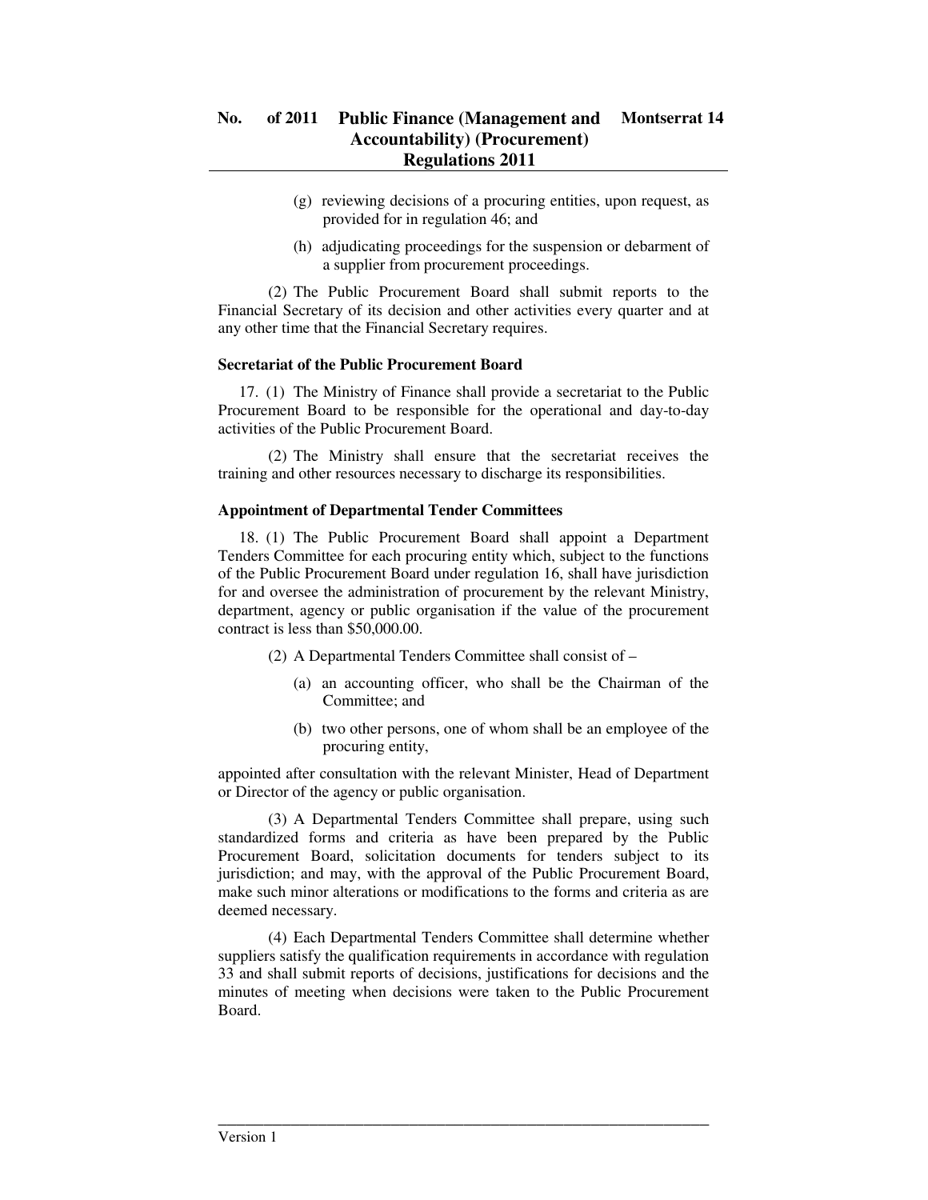(g) reviewing decisions of a procuring entities, upon request, as provided for in regulation 46; and

(h) adjudicating proceedings for the suspension or debarment of a supplier from procurement proceedings.

(2) The Public Procurement Board shall submit reports to the Financial Secretary of its decision and other activities every quarter and at any other time that the Financial Secretary requires.

**Secretariat of the Public Procurement Board**

17. (1) The Ministry of Finance shall provide a secretariat to the Public Procurement Board to be responsible for the operational and day-to-day activities of the Public Procurement Board.

(2) The Ministry shall ensure that the secretariat receives the training and other resources necessary to discharge its responsibilities.

**Appointment of Departmental Tender Committees**

18. (1) The Public Procurement Board shall appoint a Department Tenders Committee for each procuring entity which, subject to the functions of the Public Procurement Board under regulation 16, shall have jurisdiction for and oversee the administration of procurement by the relevant Ministry, department, agency or public organisation if the value of the procurement contract is less than $50,000.00.

(2) A Departmental Tenders Committee shall consist of –

(a) an accounting officer, who shall be the Chairman of the Committee; and

(b) two other persons, one of whom shall be an employee of the procuring entity,

appointed after consultation with the relevant Minister, Head of Department or Director of the agency or public organisation.

(3) A Departmental Tenders Committee shall prepare, using such standardized forms and criteria as have been prepared by the Public Procurement Board, solicitation documents for tenders subject to its jurisdiction; and may, with the approval of the Public Procurement Board, make such minor alterations or modifications to the forms and criteria as are deemed necessary.

(4) Each Departmental Tenders Committee shall determine whether suppliers satisfy the qualification requirements in accordance with regulation 33 and shall submit reports of decisions, justifications for decisions and the minutes of meeting when decisions were taken to the Public Procurement Board.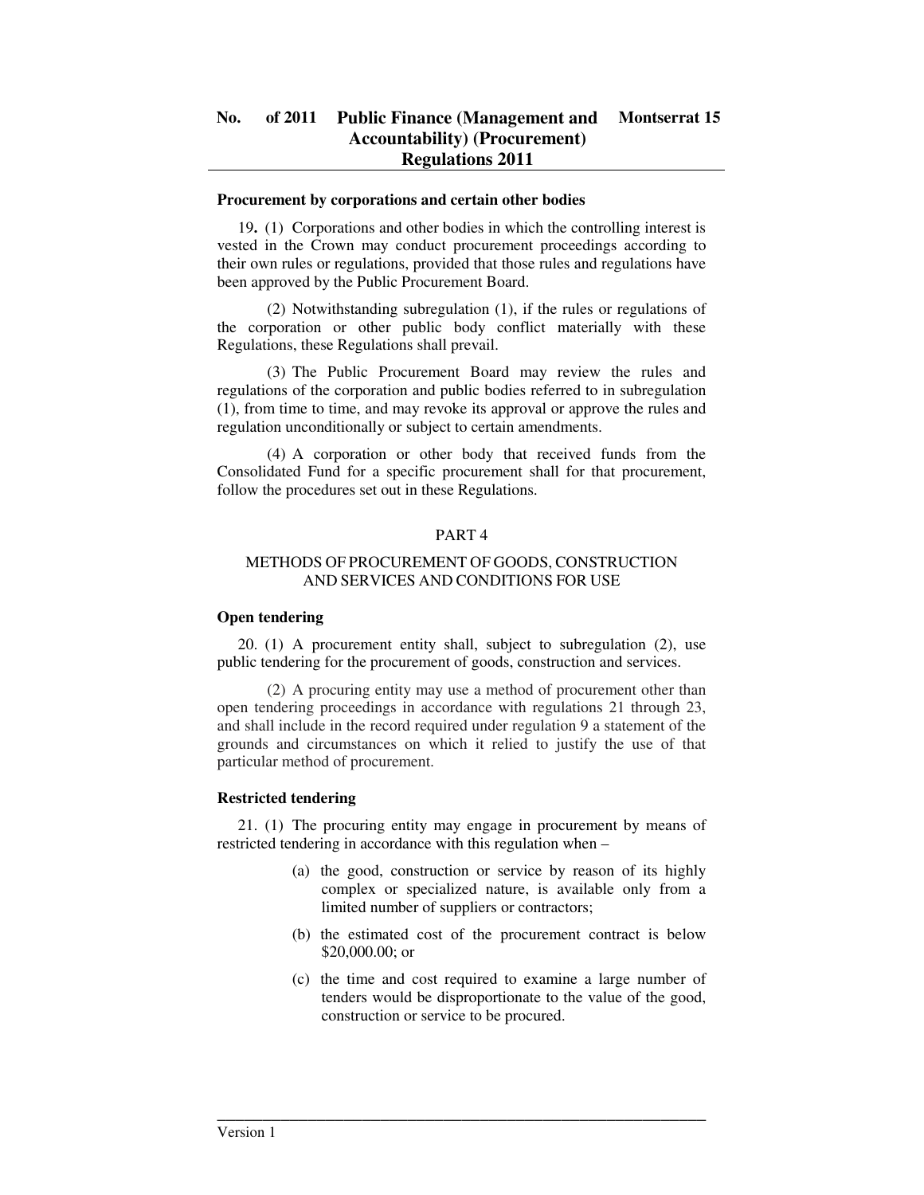### Procurement by corporations and certain other bodies

19. (1) Corporations and other bodies in which the controlling interest is vested in the Crown may conduct procurement proceedings according to their own rules or regulations, provided that those rules and regulations have been approved by the Public Procurement Board.

(2) Notwithstanding subregulation (1), if the rules or regulations of the corporation or other public body conflict materially with these Regulations, these Regulations shall prevail.

(3) The Public Procurement Board may review the rules and regulations of the corporation and public bodies referred to in subregulation (1), from time to time, and may revoke its approval or approve the rules and regulation unconditionally or subject to certain amendments.

(4) A corporation or other body that received funds from the Consolidated Fund for a specific procurement shall for that procurement, follow the procedures set out in these Regulations.

## PART 4

## METHODS OF PROCUREMENT OF GOODS, CONSTRUCTION AND SERVICES AND CONDITIONS FOR USE

### Open tendering

20. (1) A procurement entity shall, subject to subregulation (2), use public tendering for the procurement of goods, construction and services.

(2) A procuring entity may use a method of procurement other than open tendering proceedings in accordance with regulations 21 through 23, and shall include in the record required under regulation 9 a statement of the grounds and circumstances on which it relied to justify the use of that particular method of procurement.

### Restricted tendering

21. (1) The procuring entity may engage in procurement by means of restricted tendering in accordance with this regulation when –

(a) the good, construction or service by reason of its highly complex or specialized nature, is available only from a limited number of suppliers or contractors;

(b) the estimated cost of the procurement contract is below $20,000.00; or

(c) the time and cost required to examine a large number of tenders would be disproportionate to the value of the good, construction or service to be procured.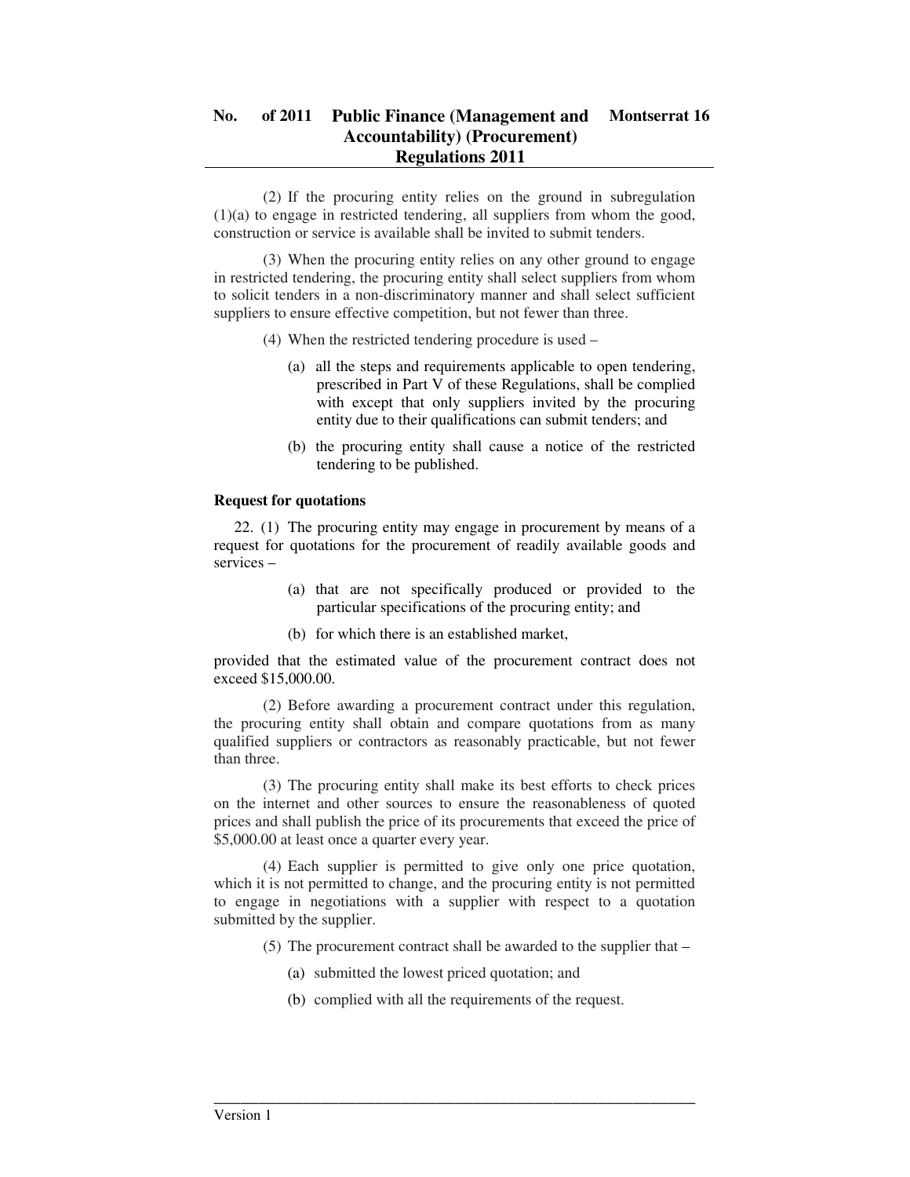(2) If the procuring entity relies on the ground in subregulation (1)(a) to engage in restricted tendering, all suppliers from whom the good, construction or service is available shall be invited to submit tenders.

(3) When the procuring entity relies on any other ground to engage in restricted tendering, the procuring entity shall select suppliers from whom to solicit tenders in a non-discriminatory manner and shall select sufficient suppliers to ensure effective competition, but not fewer than three.

(4) When the restricted tendering procedure is used –

(a) all the steps and requirements applicable to open tendering, prescribed in Part V of these Regulations, shall be complied with except that only suppliers invited by the procuring entity due to their qualifications can submit tenders; and

(b) the procuring entity shall cause a notice of the restricted tendering to be published.

**Request for quotations**

22. (1) The procuring entity may engage in procurement by means of a request for quotations for the procurement of readily available goods and services –

(a) that are not specifically produced or provided to the particular specifications of the procuring entity; and

(b) for which there is an established market,

provided that the estimated value of the procurement contract does not exceed $15,000.00.

(2) Before awarding a procurement contract under this regulation, the procuring entity shall obtain and compare quotations from as many qualified suppliers or contractors as reasonably practicable, but not fewer than three.

(3) The procuring entity shall make its best efforts to check prices on the internet and other sources to ensure the reasonableness of quoted prices and shall publish the price of its procurements that exceed the price of $5,000.00 at least once a quarter every year.

(4) Each supplier is permitted to give only one price quotation, which it is not permitted to change, and the procuring entity is not permitted to engage in negotiations with a supplier with respect to a quotation submitted by the supplier.

(5) The procurement contract shall be awarded to the supplier that –

(a) submitted the lowest priced quotation; and

(b) complied with all the requirements of the request.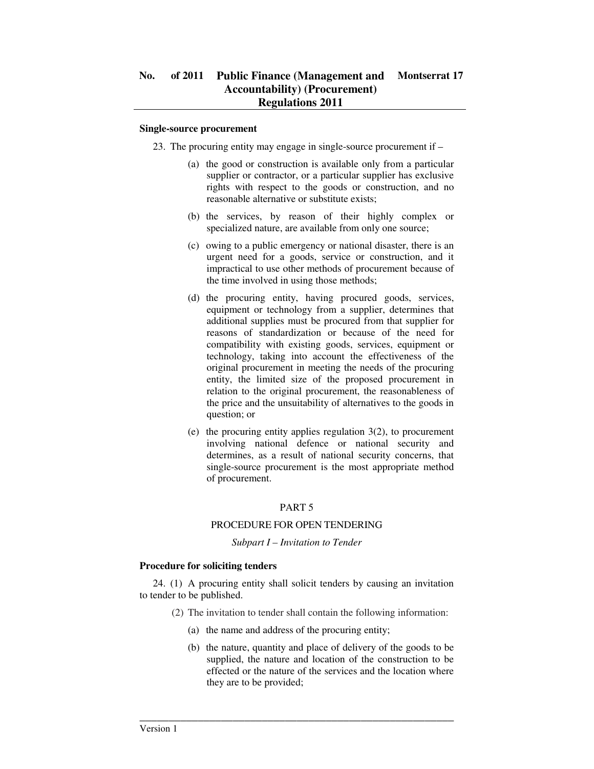**Single-source procurement**

23. The procuring entity may engage in single-source procurement if –

(a) the good or construction is available only from a particular supplier or contractor, or a particular supplier has exclusive rights with respect to the goods or construction, and no reasonable alternative or substitute exists;

(b) the services, by reason of their highly complex or specialized nature, are available from only one source;

(c) owing to a public emergency or national disaster, there is an urgent need for a goods, service or construction, and it impractical to use other methods of procurement because of the time involved in using those methods;

(d) the procuring entity, having procured goods, services, equipment or technology from a supplier, determines that additional supplies must be procured from that supplier for reasons of standardization or because of the need for compatibility with existing goods, services, equipment or technology, taking into account the effectiveness of the original procurement in meeting the needs of the procuring entity, the limited size of the proposed procurement in relation to the original procurement, the reasonableness of the price and the unsuitability of alternatives to the goods in question; or

(e) the procuring entity applies regulation 3(2), to procurement involving national defence or national security and determines, as a result of national security concerns, that single-source procurement is the most appropriate method of procurement.

PART 5

PROCEDURE FOR OPEN TENDERING

*Subpart I – Invitation to Tender*

**Procedure for soliciting tenders**

24. (1) A procuring entity shall solicit tenders by causing an invitation to tender to be published.

(2) The invitation to tender shall contain the following information:

(a) the name and address of the procuring entity;

(b) the nature, quantity and place of delivery of the goods to be supplied, the nature and location of the construction to be effected or the nature of the services and the location where they are to be provided;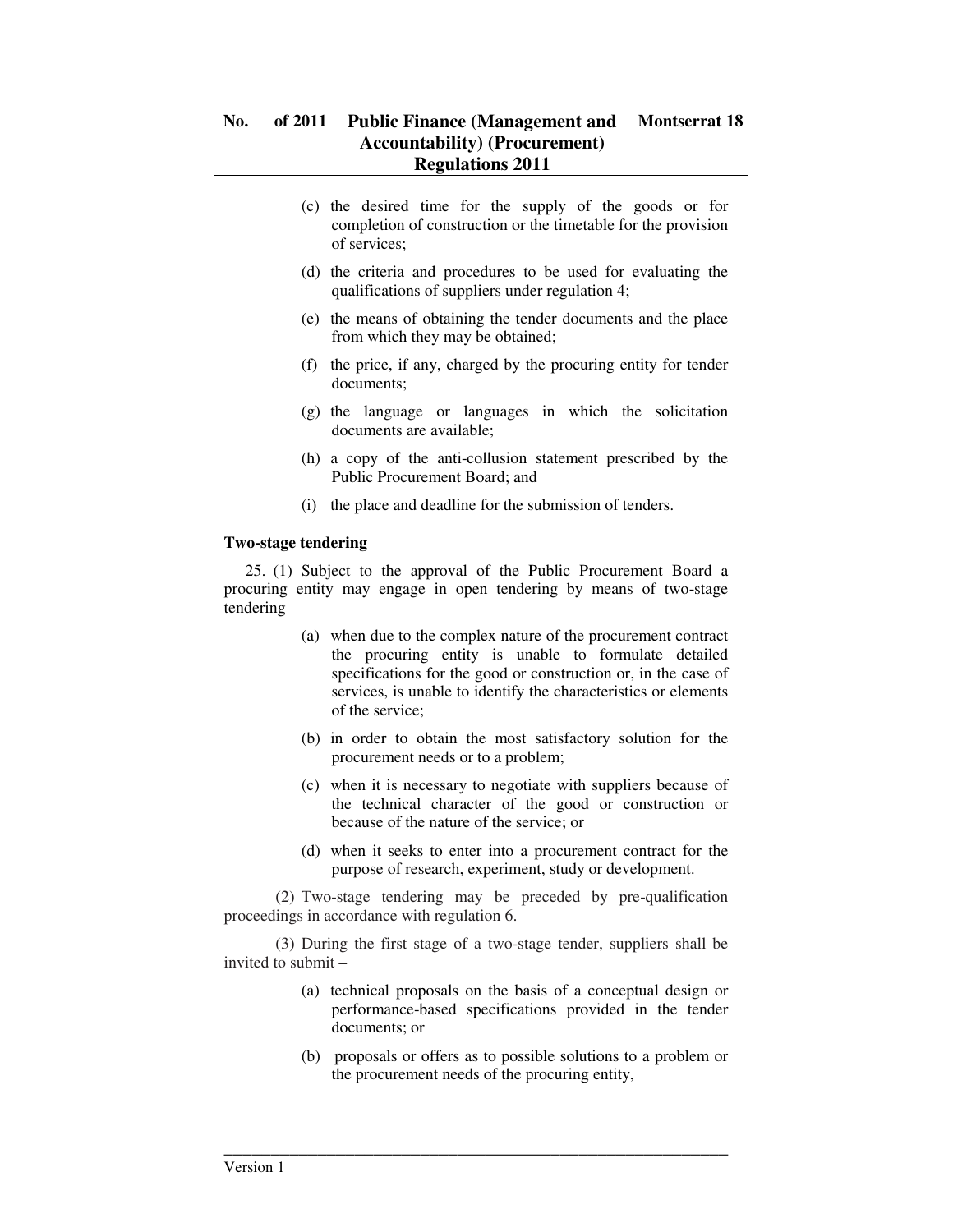(c) the desired time for the supply of the goods or for completion of construction or the timetable for the provision of services;

(d) the criteria and procedures to be used for evaluating the qualifications of suppliers under regulation 4;

(e) the means of obtaining the tender documents and the place from which they may be obtained;

(f) the price, if any, charged by the procuring entity for tender documents;

(g) the language or languages in which the solicitation documents are available;

(h) a copy of the anti-collusion statement prescribed by the Public Procurement Board; and

(i) the place and deadline for the submission of tenders.

**Two-stage tendering**

25. (1) Subject to the approval of the Public Procurement Board a procuring entity may engage in open tendering by means of two-stage tendering–

(a) when due to the complex nature of the procurement contract the procuring entity is unable to formulate detailed specifications for the good or construction or, in the case of services, is unable to identify the characteristics or elements of the service;

(b) in order to obtain the most satisfactory solution for the procurement needs or to a problem;

(c) when it is necessary to negotiate with suppliers because of the technical character of the good or construction or because of the nature of the service; or

(d) when it seeks to enter into a procurement contract for the purpose of research, experiment, study or development.

(2) Two-stage tendering may be preceded by pre-qualification proceedings in accordance with regulation 6.

(3) During the first stage of a two-stage tender, suppliers shall be invited to submit –

(a) technical proposals on the basis of a conceptual design or performance-based specifications provided in the tender documents; or

(b) proposals or offers as to possible solutions to a problem or the procurement needs of the procuring entity,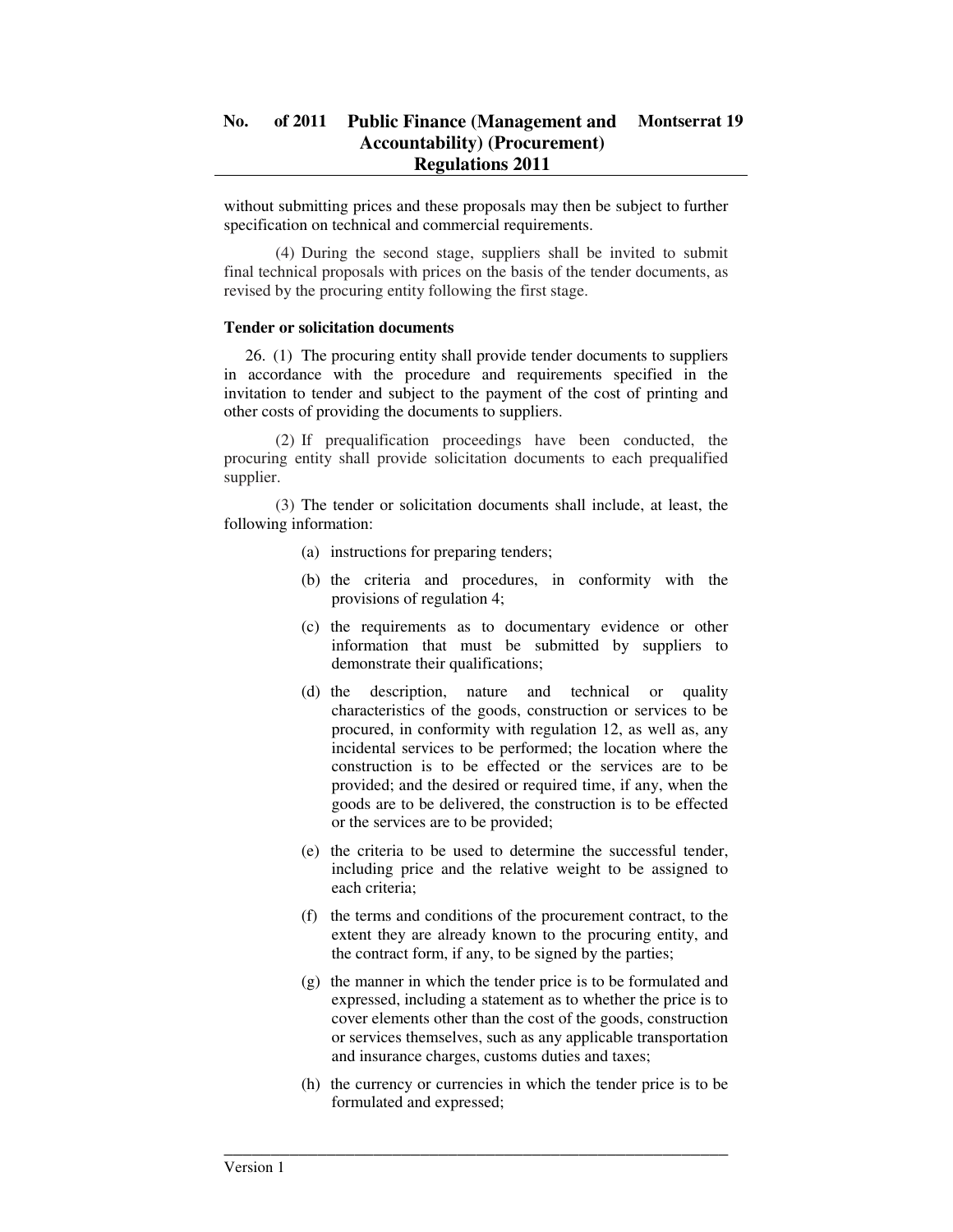without submitting prices and these proposals may then be subject to further specification on technical and commercial requirements.

(4) During the second stage, suppliers shall be invited to submit final technical proposals with prices on the basis of the tender documents, as revised by the procuring entity following the first stage.

**Tender or solicitation documents**

26. (1) The procuring entity shall provide tender documents to suppliers in accordance with the procedure and requirements specified in the invitation to tender and subject to the payment of the cost of printing and other costs of providing the documents to suppliers.

(2) If prequalification proceedings have been conducted, the procuring entity shall provide solicitation documents to each prequalified supplier.

(3) The tender or solicitation documents shall include, at least, the following information:

(a) instructions for preparing tenders;

(b) the criteria and procedures, in conformity with the provisions of regulation 4;

(c) the requirements as to documentary evidence or other information that must be submitted by suppliers to demonstrate their qualifications;

(d) the description, nature and technical or quality characteristics of the goods, construction or services to be procured, in conformity with regulation 12, as well as, any incidental services to be performed; the location where the construction is to be effected or the services are to be provided; and the desired or required time, if any, when the goods are to be delivered, the construction is to be effected or the services are to be provided;

(e) the criteria to be used to determine the successful tender, including price and the relative weight to be assigned to each criteria;

(f) the terms and conditions of the procurement contract, to the extent they are already known to the procuring entity, and the contract form, if any, to be signed by the parties;

(g) the manner in which the tender price is to be formulated and expressed, including a statement as to whether the price is to cover elements other than the cost of the goods, construction or services themselves, such as any applicable transportation and insurance charges, customs duties and taxes;

(h) the currency or currencies in which the tender price is to be formulated and expressed;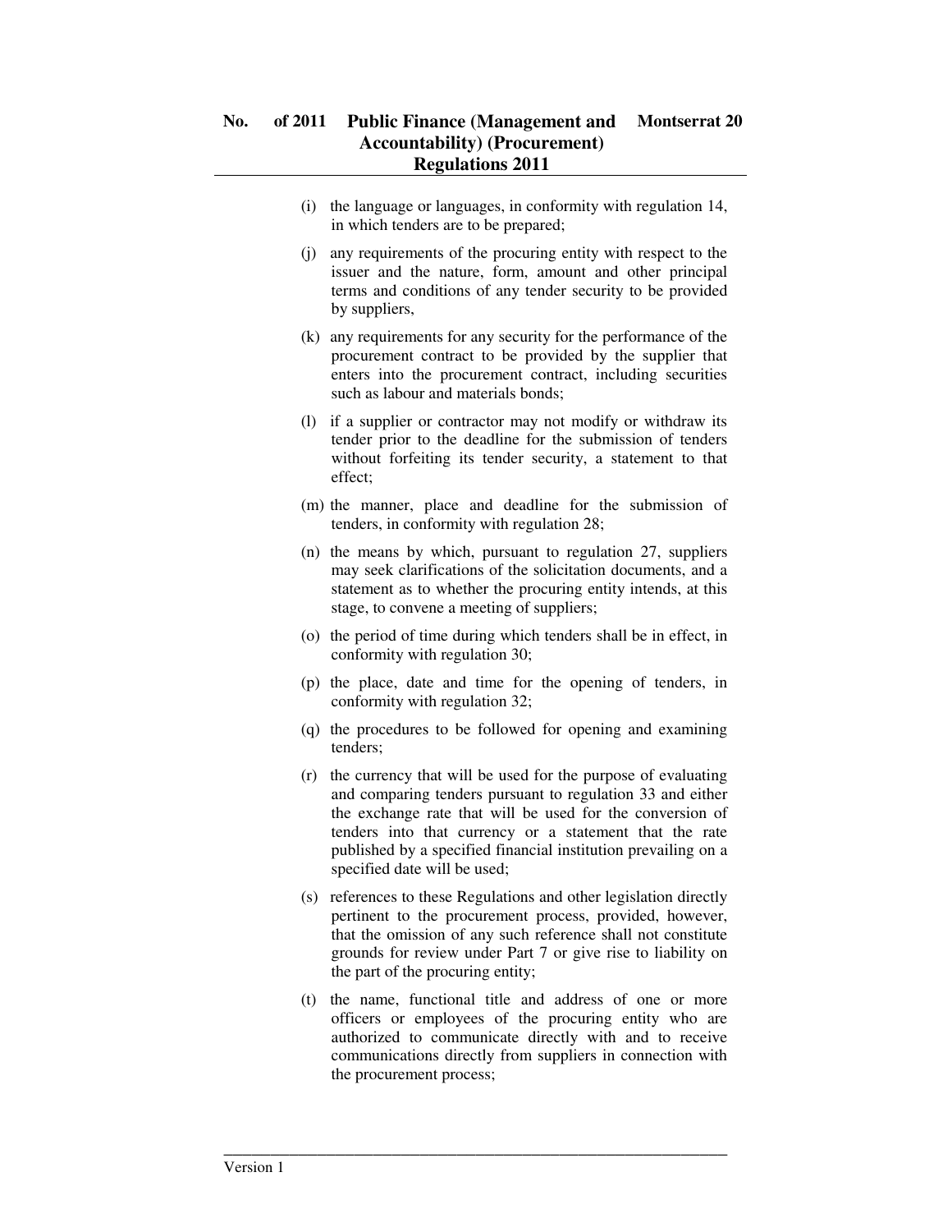(i) the language or languages, in conformity with regulation 14, in which tenders are to be prepared;

(j) any requirements of the procuring entity with respect to the issuer and the nature, form, amount and other principal terms and conditions of any tender security to be provided by suppliers,

(k) any requirements for any security for the performance of the procurement contract to be provided by the supplier that enters into the procurement contract, including securities such as labour and materials bonds;

(l) if a supplier or contractor may not modify or withdraw its tender prior to the deadline for the submission of tenders without forfeiting its tender security, a statement to that effect;

(m) the manner, place and deadline for the submission of tenders, in conformity with regulation 28;

(n) the means by which, pursuant to regulation 27, suppliers may seek clarifications of the solicitation documents, and a statement as to whether the procuring entity intends, at this stage, to convene a meeting of suppliers;

(o) the period of time during which tenders shall be in effect, in conformity with regulation 30;

(p) the place, date and time for the opening of tenders, in conformity with regulation 32;

(q) the procedures to be followed for opening and examining tenders;

(r) the currency that will be used for the purpose of evaluating and comparing tenders pursuant to regulation 33 and either the exchange rate that will be used for the conversion of tenders into that currency or a statement that the rate published by a specified financial institution prevailing on a specified date will be used;

(s) references to these Regulations and other legislation directly pertinent to the procurement process, provided, however, that the omission of any such reference shall not constitute grounds for review under Part 7 or give rise to liability on the part of the procuring entity;

(t) the name, functional title and address of one or more officers or employees of the procuring entity who are authorized to communicate directly with and to receive communications directly from suppliers in connection with the procurement process;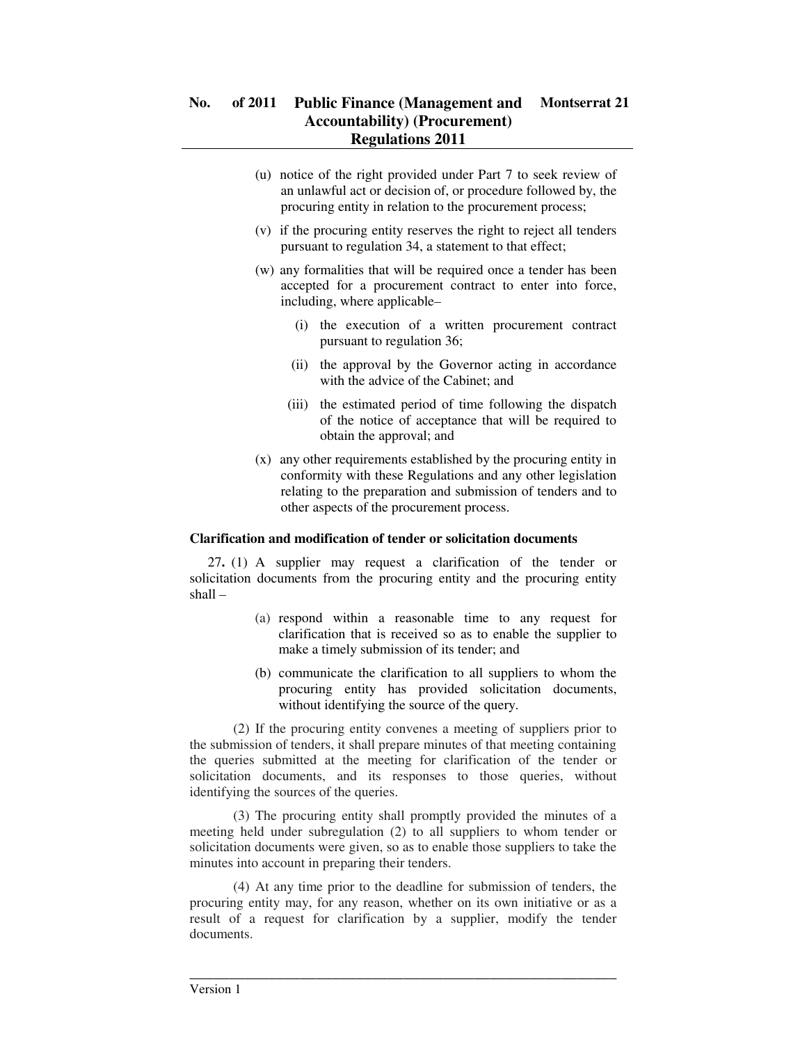(u) notice of the right provided under Part 7 to seek review of an unlawful act or decision of, or procedure followed by, the procuring entity in relation to the procurement process;

(v) if the procuring entity reserves the right to reject all tenders pursuant to regulation 34, a statement to that effect;

(w) any formalities that will be required once a tender has been accepted for a procurement contract to enter into force, including, where applicable–

  (i) the execution of a written procurement contract pursuant to regulation 36;

  (ii) the approval by the Governor acting in accordance with the advice of the Cabinet; and

  (iii) the estimated period of time following the dispatch of the notice of acceptance that will be required to obtain the approval; and

(x) any other requirements established by the procuring entity in conformity with these Regulations and any other legislation relating to the preparation and submission of tenders and to other aspects of the procurement process.

**Clarification and modification of tender or solicitation documents**

27**.** (1) A supplier may request a clarification of the tender or solicitation documents from the procuring entity and the procuring entity shall –

(a) respond within a reasonable time to any request for clarification that is received so as to enable the supplier to make a timely submission of its tender; and

(b) communicate the clarification to all suppliers to whom the procuring entity has provided solicitation documents, without identifying the source of the query.

(2) If the procuring entity convenes a meeting of suppliers prior to the submission of tenders, it shall prepare minutes of that meeting containing the queries submitted at the meeting for clarification of the tender or solicitation documents, and its responses to those queries, without identifying the sources of the queries.

(3) The procuring entity shall promptly provided the minutes of a meeting held under subregulation (2) to all suppliers to whom tender or solicitation documents were given, so as to enable those suppliers to take the minutes into account in preparing their tenders.

(4) At any time prior to the deadline for submission of tenders, the procuring entity may, for any reason, whether on its own initiative or as a result of a request for clarification by a supplier, modify the tender documents.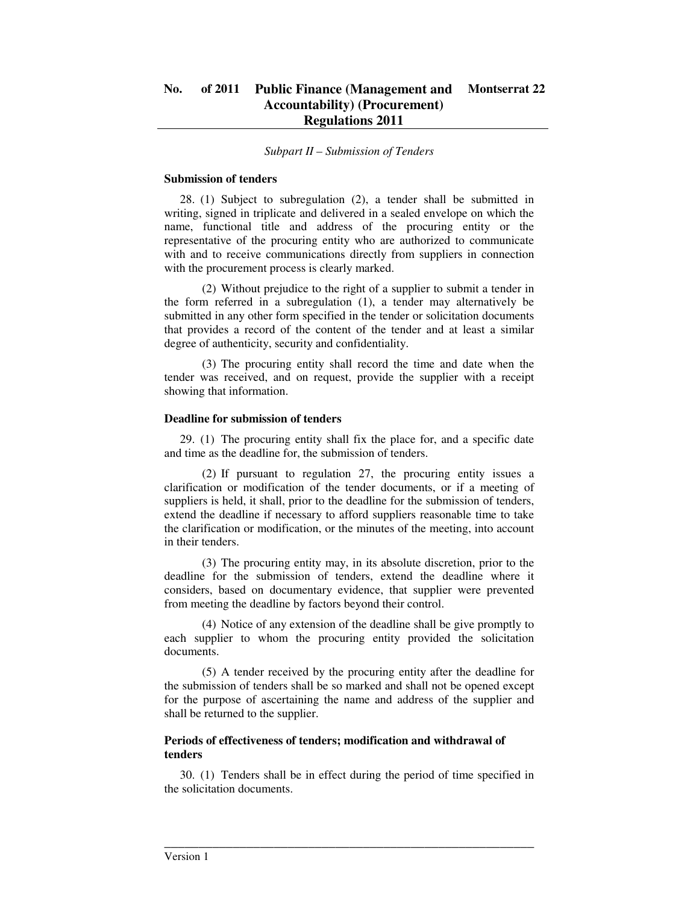*Subpart II – Submission of Tenders*

**Submission of tenders**

28. (1) Subject to subregulation (2), a tender shall be submitted in writing, signed in triplicate and delivered in a sealed envelope on which the name, functional title and address of the procuring entity or the representative of the procuring entity who are authorized to communicate with and to receive communications directly from suppliers in connection with the procurement process is clearly marked.

(2) Without prejudice to the right of a supplier to submit a tender in the form referred in a subregulation (1), a tender may alternatively be submitted in any other form specified in the tender or solicitation documents that provides a record of the content of the tender and at least a similar degree of authenticity, security and confidentiality.

(3) The procuring entity shall record the time and date when the tender was received, and on request, provide the supplier with a receipt showing that information.

**Deadline for submission of tenders**

29. (1) The procuring entity shall fix the place for, and a specific date and time as the deadline for, the submission of tenders.

(2) If pursuant to regulation 27, the procuring entity issues a clarification or modification of the tender documents, or if a meeting of suppliers is held, it shall, prior to the deadline for the submission of tenders, extend the deadline if necessary to afford suppliers reasonable time to take the clarification or modification, or the minutes of the meeting, into account in their tenders.

(3) The procuring entity may, in its absolute discretion, prior to the deadline for the submission of tenders, extend the deadline where it considers, based on documentary evidence, that supplier were prevented from meeting the deadline by factors beyond their control.

(4) Notice of any extension of the deadline shall be give promptly to each supplier to whom the procuring entity provided the solicitation documents.

(5) A tender received by the procuring entity after the deadline for the submission of tenders shall be so marked and shall not be opened except for the purpose of ascertaining the name and address of the supplier and shall be returned to the supplier.

**Periods of effectiveness of tenders; modification and withdrawal of tenders**

30. (1) Tenders shall be in effect during the period of time specified in the solicitation documents.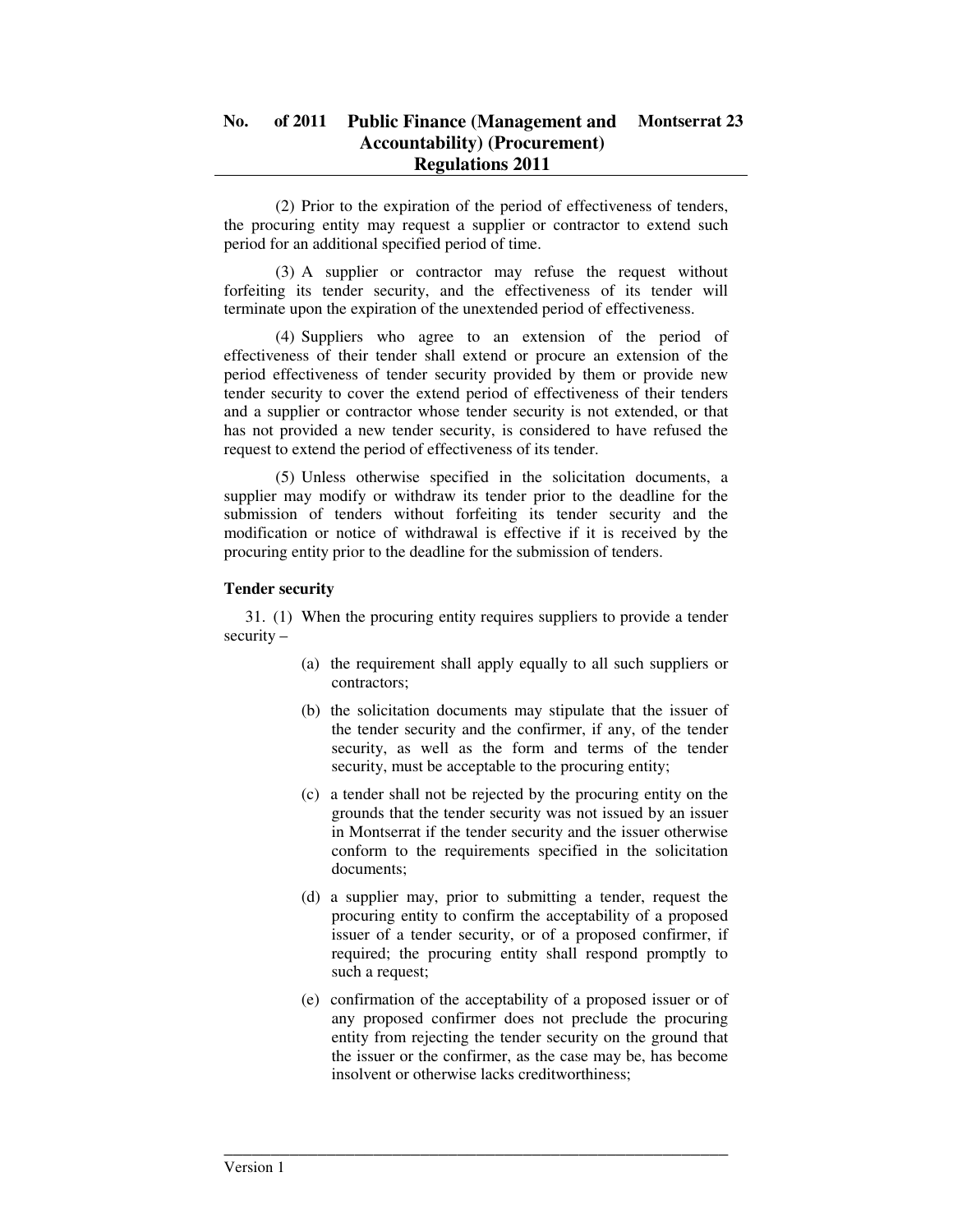(2) Prior to the expiration of the period of effectiveness of tenders, the procuring entity may request a supplier or contractor to extend such period for an additional specified period of time.

(3) A supplier or contractor may refuse the request without forfeiting its tender security, and the effectiveness of its tender will terminate upon the expiration of the unextended period of effectiveness.

(4) Suppliers who agree to an extension of the period of effectiveness of their tender shall extend or procure an extension of the period effectiveness of tender security provided by them or provide new tender security to cover the extend period of effectiveness of their tenders and a supplier or contractor whose tender security is not extended, or that has not provided a new tender security, is considered to have refused the request to extend the period of effectiveness of its tender.

(5) Unless otherwise specified in the solicitation documents, a supplier may modify or withdraw its tender prior to the deadline for the submission of tenders without forfeiting its tender security and the modification or notice of withdrawal is effective if it is received by the procuring entity prior to the deadline for the submission of tenders.

**Tender security**

31. (1) When the procuring entity requires suppliers to provide a tender security –

(a) the requirement shall apply equally to all such suppliers or contractors;

(b) the solicitation documents may stipulate that the issuer of the tender security and the confirmer, if any, of the tender security, as well as the form and terms of the tender security, must be acceptable to the procuring entity;

(c) a tender shall not be rejected by the procuring entity on the grounds that the tender security was not issued by an issuer in Montserrat if the tender security and the issuer otherwise conform to the requirements specified in the solicitation documents;

(d) a supplier may, prior to submitting a tender, request the procuring entity to confirm the acceptability of a proposed issuer of a tender security, or of a proposed confirmer, if required; the procuring entity shall respond promptly to such a request;

(e) confirmation of the acceptability of a proposed issuer or of any proposed confirmer does not preclude the procuring entity from rejecting the tender security on the ground that the issuer or the confirmer, as the case may be, has become insolvent or otherwise lacks creditworthiness;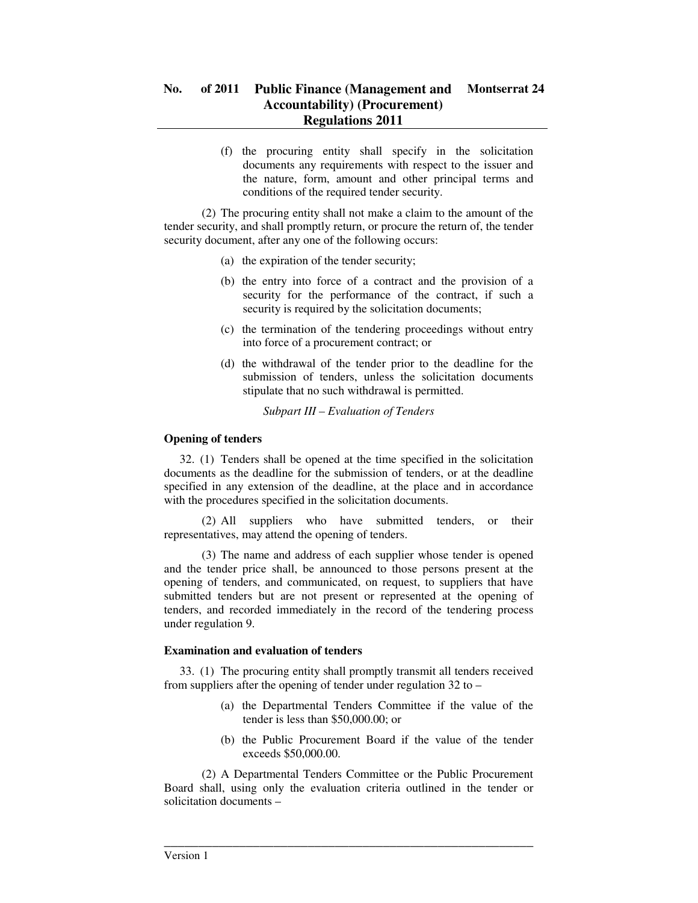(f) the procuring entity shall specify in the solicitation documents any requirements with respect to the issuer and the nature, form, amount and other principal terms and conditions of the required tender security.

(2) The procuring entity shall not make a claim to the amount of the tender security, and shall promptly return, or procure the return of, the tender security document, after any one of the following occurs:

(a) the expiration of the tender security;

(b) the entry into force of a contract and the provision of a security for the performance of the contract, if such a security is required by the solicitation documents;

(c) the termination of the tendering proceedings without entry into force of a procurement contract; or

(d) the withdrawal of the tender prior to the deadline for the submission of tenders, unless the solicitation documents stipulate that no such withdrawal is permitted.

*Subpart III – Evaluation of Tenders*

**Opening of tenders**

32. (1) Tenders shall be opened at the time specified in the solicitation documents as the deadline for the submission of tenders, or at the deadline specified in any extension of the deadline, at the place and in accordance with the procedures specified in the solicitation documents.

(2) All suppliers who have submitted tenders, or their representatives, may attend the opening of tenders.

(3) The name and address of each supplier whose tender is opened and the tender price shall, be announced to those persons present at the opening of tenders, and communicated, on request, to suppliers that have submitted tenders but are not present or represented at the opening of tenders, and recorded immediately in the record of the tendering process under regulation 9.

**Examination and evaluation of tenders**

33. (1) The procuring entity shall promptly transmit all tenders received from suppliers after the opening of tender under regulation 32 to –

(a) the Departmental Tenders Committee if the value of the tender is less than $50,000.00; or

(b) the Public Procurement Board if the value of the tender exceeds $50,000.00.

(2) A Departmental Tenders Committee or the Public Procurement Board shall, using only the evaluation criteria outlined in the tender or solicitation documents –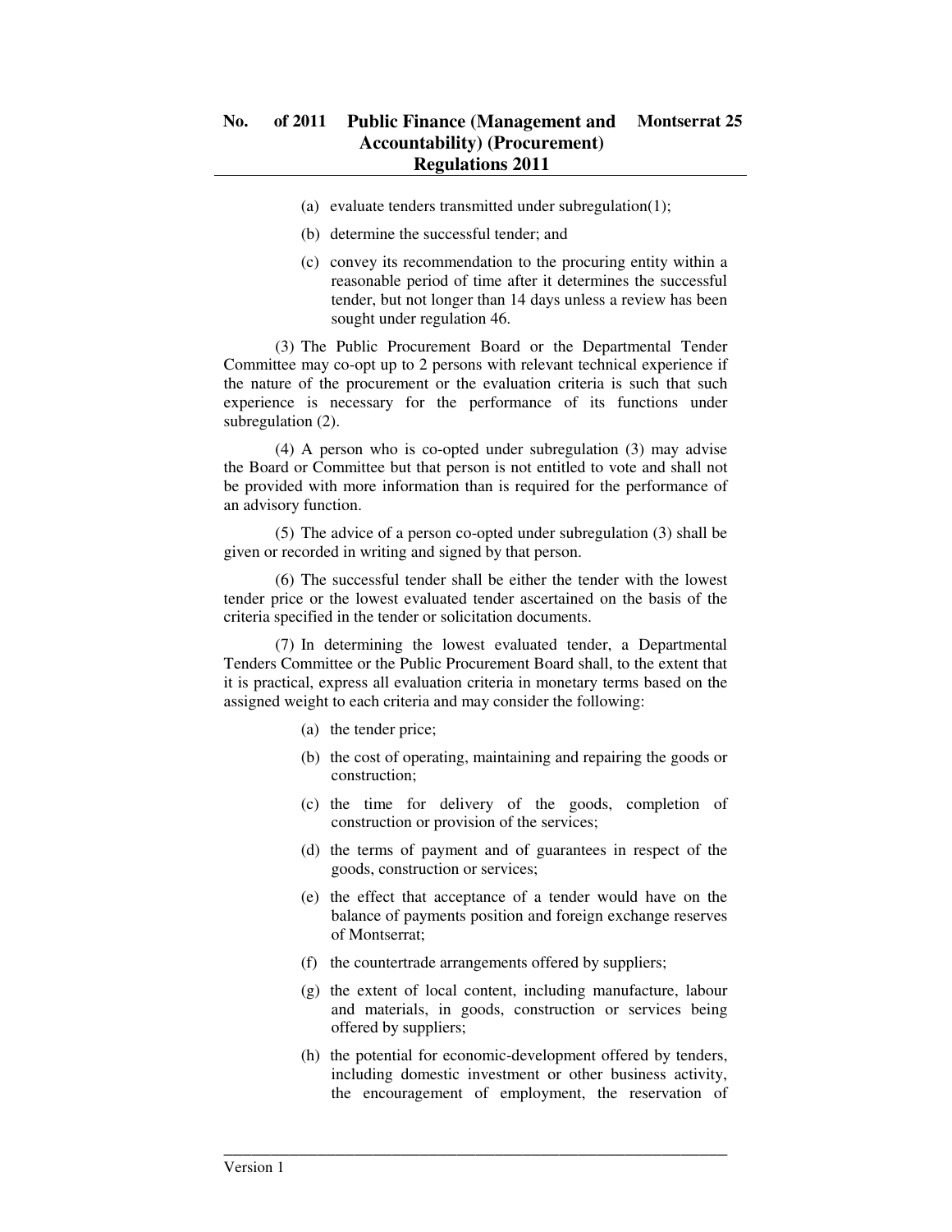(a) evaluate tenders transmitted under subregulation(1);

(b) determine the successful tender; and

(c) convey its recommendation to the procuring entity within a reasonable period of time after it determines the successful tender, but not longer than 14 days unless a review has been sought under regulation 46.

(3) The Public Procurement Board or the Departmental Tender Committee may co-opt up to 2 persons with relevant technical experience if the nature of the procurement or the evaluation criteria is such that such experience is necessary for the performance of its functions under subregulation (2).

(4) A person who is co-opted under subregulation (3) may advise the Board or Committee but that person is not entitled to vote and shall not be provided with more information than is required for the performance of an advisory function.

(5) The advice of a person co-opted under subregulation (3) shall be given or recorded in writing and signed by that person.

(6) The successful tender shall be either the tender with the lowest tender price or the lowest evaluated tender ascertained on the basis of the criteria specified in the tender or solicitation documents.

(7) In determining the lowest evaluated tender, a Departmental Tenders Committee or the Public Procurement Board shall, to the extent that it is practical, express all evaluation criteria in monetary terms based on the assigned weight to each criteria and may consider the following:

(a) the tender price;

(b) the cost of operating, maintaining and repairing the goods or construction;

(c) the time for delivery of the goods, completion of construction or provision of the services;

(d) the terms of payment and of guarantees in respect of the goods, construction or services;

(e) the effect that acceptance of a tender would have on the balance of payments position and foreign exchange reserves of Montserrat;

(f) the countertrade arrangements offered by suppliers;

(g) the extent of local content, including manufacture, labour and materials, in goods, construction or services being offered by suppliers;

(h) the potential for economic-development offered by tenders, including domestic investment or other business activity, the encouragement of employment, the reservation of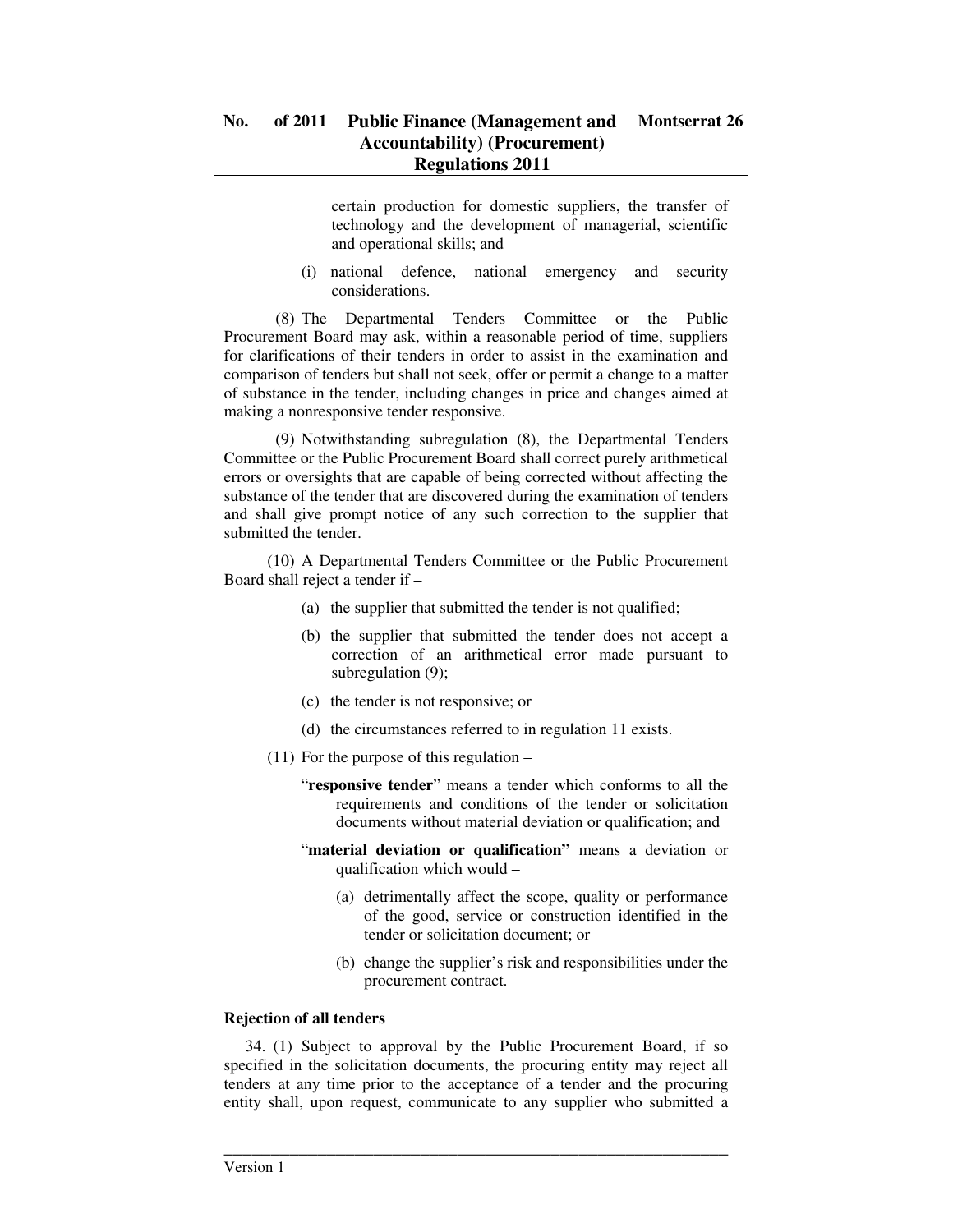certain production for domestic suppliers, the transfer of technology and the development of managerial, scientific and operational skills; and

(i) national defence, national emergency and security considerations.

(8) The Departmental Tenders Committee or the Public Procurement Board may ask, within a reasonable period of time, suppliers for clarifications of their tenders in order to assist in the examination and comparison of tenders but shall not seek, offer or permit a change to a matter of substance in the tender, including changes in price and changes aimed at making a nonresponsive tender responsive.

(9) Notwithstanding subregulation (8), the Departmental Tenders Committee or the Public Procurement Board shall correct purely arithmetical errors or oversights that are capable of being corrected without affecting the substance of the tender that are discovered during the examination of tenders and shall give prompt notice of any such correction to the supplier that submitted the tender.

(10) A Departmental Tenders Committee or the Public Procurement Board shall reject a tender if –

(a) the supplier that submitted the tender is not qualified;

(b) the supplier that submitted the tender does not accept a correction of an arithmetical error made pursuant to subregulation (9);

(c) the tender is not responsive; or

(d) the circumstances referred to in regulation 11 exists.

(11) For the purpose of this regulation –

"**responsive tender**" means a tender which conforms to all the requirements and conditions of the tender or solicitation documents without material deviation or qualification; and

"**material deviation or qualification"** means a deviation or qualification which would –

(a) detrimentally affect the scope, quality or performance of the good, service or construction identified in the tender or solicitation document; or

(b) change the supplier's risk and responsibilities under the procurement contract.

**Rejection of all tenders**

34. (1) Subject to approval by the Public Procurement Board, if so specified in the solicitation documents, the procuring entity may reject all tenders at any time prior to the acceptance of a tender and the procuring entity shall, upon request, communicate to any supplier who submitted a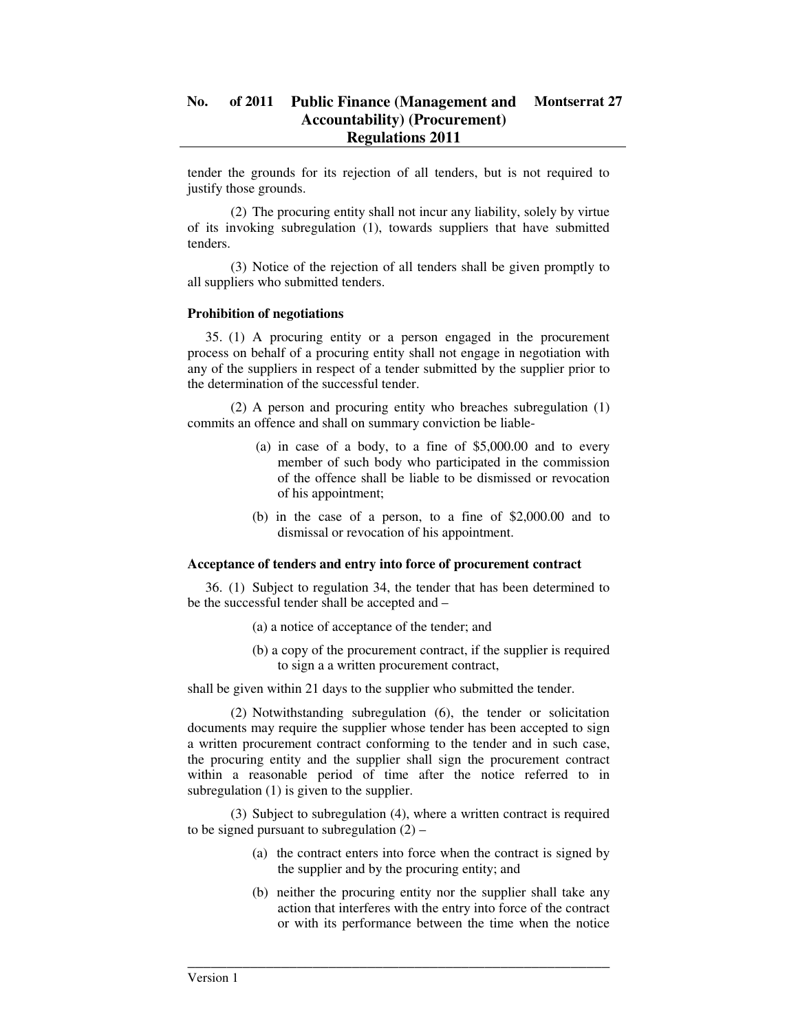tender the grounds for its rejection of all tenders, but is not required to justify those grounds.

(2) The procuring entity shall not incur any liability, solely by virtue of its invoking subregulation (1), towards suppliers that have submitted tenders.

(3) Notice of the rejection of all tenders shall be given promptly to all suppliers who submitted tenders.

**Prohibition of negotiations**

35. (1) A procuring entity or a person engaged in the procurement process on behalf of a procuring entity shall not engage in negotiation with any of the suppliers in respect of a tender submitted by the supplier prior to the determination of the successful tender.

(2) A person and procuring entity who breaches subregulation (1) commits an offence and shall on summary conviction be liable-

(a) in case of a body, to a fine of $5,000.00 and to every member of such body who participated in the commission of the offence shall be liable to be dismissed or revocation of his appointment;

(b) in the case of a person, to a fine of $2,000.00 and to dismissal or revocation of his appointment.

**Acceptance of tenders and entry into force of procurement contract**

36. (1) Subject to regulation 34, the tender that has been determined to be the successful tender shall be accepted and –

(a) a notice of acceptance of the tender; and

(b) a copy of the procurement contract, if the supplier is required to sign a a written procurement contract,

shall be given within 21 days to the supplier who submitted the tender.

(2) Notwithstanding subregulation (6), the tender or solicitation documents may require the supplier whose tender has been accepted to sign a written procurement contract conforming to the tender and in such case, the procuring entity and the supplier shall sign the procurement contract within a reasonable period of time after the notice referred to in subregulation (1) is given to the supplier.

(3) Subject to subregulation (4), where a written contract is required to be signed pursuant to subregulation (2) –

(a) the contract enters into force when the contract is signed by the supplier and by the procuring entity; and

(b) neither the procuring entity nor the supplier shall take any action that interferes with the entry into force of the contract or with its performance between the time when the notice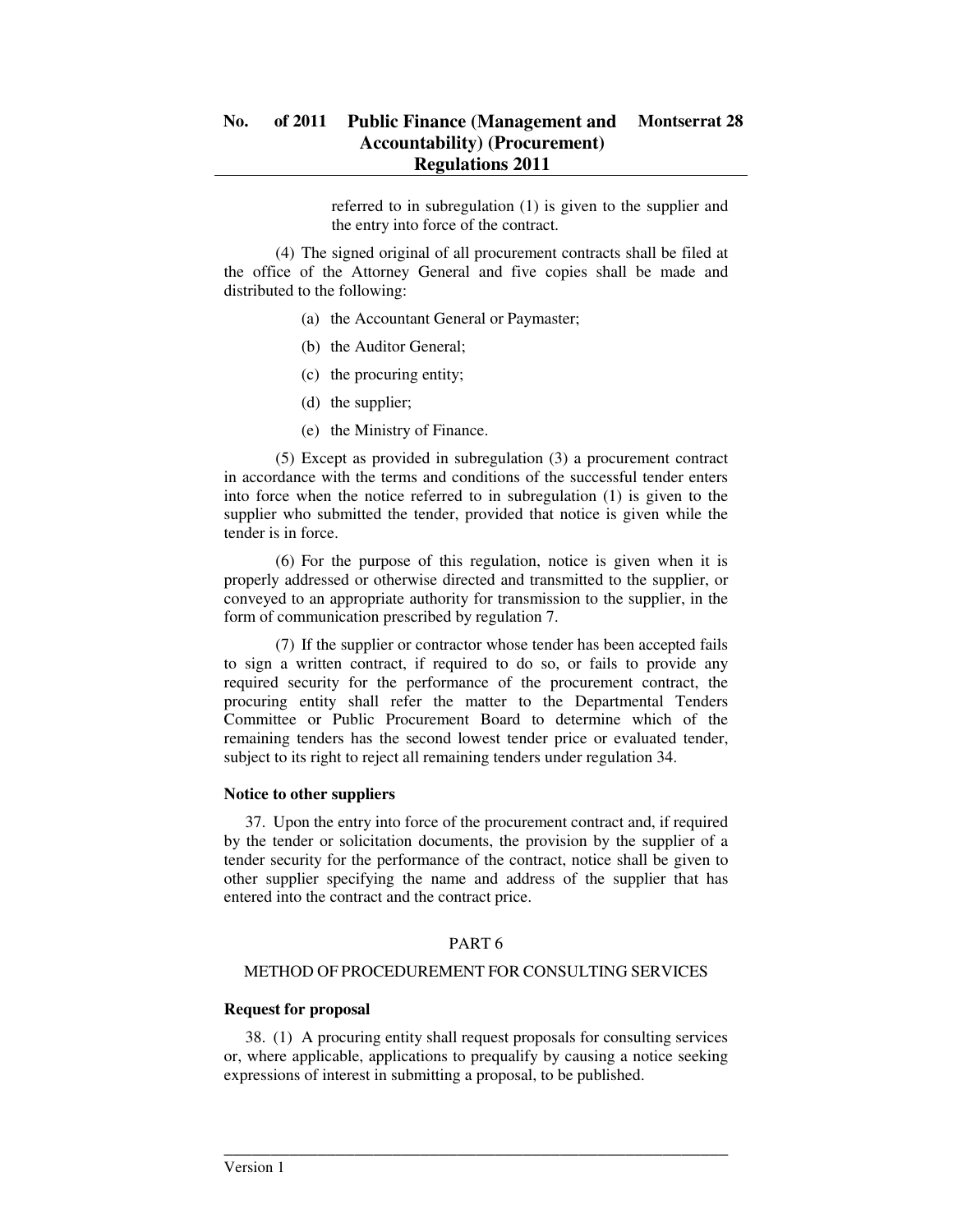referred to in subregulation (1) is given to the supplier and the entry into force of the contract.

(4) The signed original of all procurement contracts shall be filed at the office of the Attorney General and five copies shall be made and distributed to the following:

(a) the Accountant General or Paymaster;

(b) the Auditor General;

(c) the procuring entity;

(d) the supplier;

(e) the Ministry of Finance.

(5) Except as provided in subregulation (3) a procurement contract in accordance with the terms and conditions of the successful tender enters into force when the notice referred to in subregulation (1) is given to the supplier who submitted the tender, provided that notice is given while the tender is in force.

(6) For the purpose of this regulation, notice is given when it is properly addressed or otherwise directed and transmitted to the supplier, or conveyed to an appropriate authority for transmission to the supplier, in the form of communication prescribed by regulation 7.

(7) If the supplier or contractor whose tender has been accepted fails to sign a written contract, if required to do so, or fails to provide any required security for the performance of the procurement contract, the procuring entity shall refer the matter to the Departmental Tenders Committee or Public Procurement Board to determine which of the remaining tenders has the second lowest tender price or evaluated tender, subject to its right to reject all remaining tenders under regulation 34.

**Notice to other suppliers**

37. Upon the entry into force of the procurement contract and, if required by the tender or solicitation documents, the provision by the supplier of a tender security for the performance of the contract, notice shall be given to other supplier specifying the name and address of the supplier that has entered into the contract and the contract price.

## PART 6

## METHOD OF PROCEDUREMENT FOR CONSULTING SERVICES

**Request for proposal**

38. (1) A procuring entity shall request proposals for consulting services or, where applicable, applications to prequalify by causing a notice seeking expressions of interest in submitting a proposal, to be published.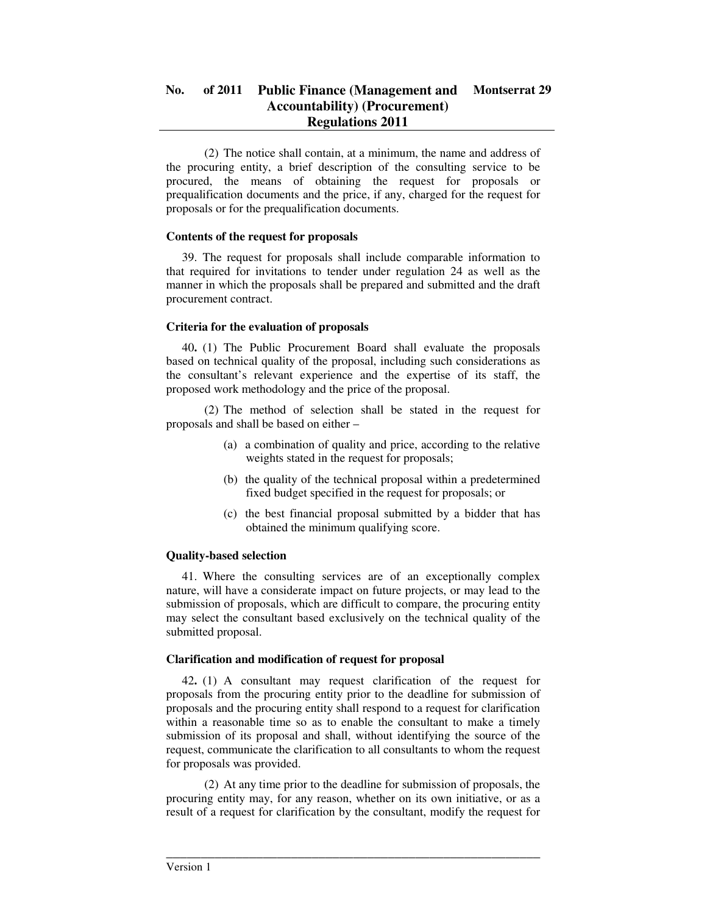(2) The notice shall contain, at a minimum, the name and address of the procuring entity, a brief description of the consulting service to be procured, the means of obtaining the request for proposals or prequalification documents and the price, if any, charged for the request for proposals or for the prequalification documents.

**Contents of the request for proposals**

39. The request for proposals shall include comparable information to that required for invitations to tender under regulation 24 as well as the manner in which the proposals shall be prepared and submitted and the draft procurement contract.

**Criteria for the evaluation of proposals**

40**.** (1) The Public Procurement Board shall evaluate the proposals based on technical quality of the proposal, including such considerations as the consultant's relevant experience and the expertise of its staff, the proposed work methodology and the price of the proposal.

(2) The method of selection shall be stated in the request for proposals and shall be based on either –

(a) a combination of quality and price, according to the relative weights stated in the request for proposals;

(b) the quality of the technical proposal within a predetermined fixed budget specified in the request for proposals; or

(c) the best financial proposal submitted by a bidder that has obtained the minimum qualifying score.

**Quality-based selection**

41. Where the consulting services are of an exceptionally complex nature, will have a considerate impact on future projects, or may lead to the submission of proposals, which are difficult to compare, the procuring entity may select the consultant based exclusively on the technical quality of the submitted proposal.

**Clarification and modification of request for proposal**

42**.** (1) A consultant may request clarification of the request for proposals from the procuring entity prior to the deadline for submission of proposals and the procuring entity shall respond to a request for clarification within a reasonable time so as to enable the consultant to make a timely submission of its proposal and shall, without identifying the source of the request, communicate the clarification to all consultants to whom the request for proposals was provided.

(2) At any time prior to the deadline for submission of proposals, the procuring entity may, for any reason, whether on its own initiative, or as a result of a request for clarification by the consultant, modify the request for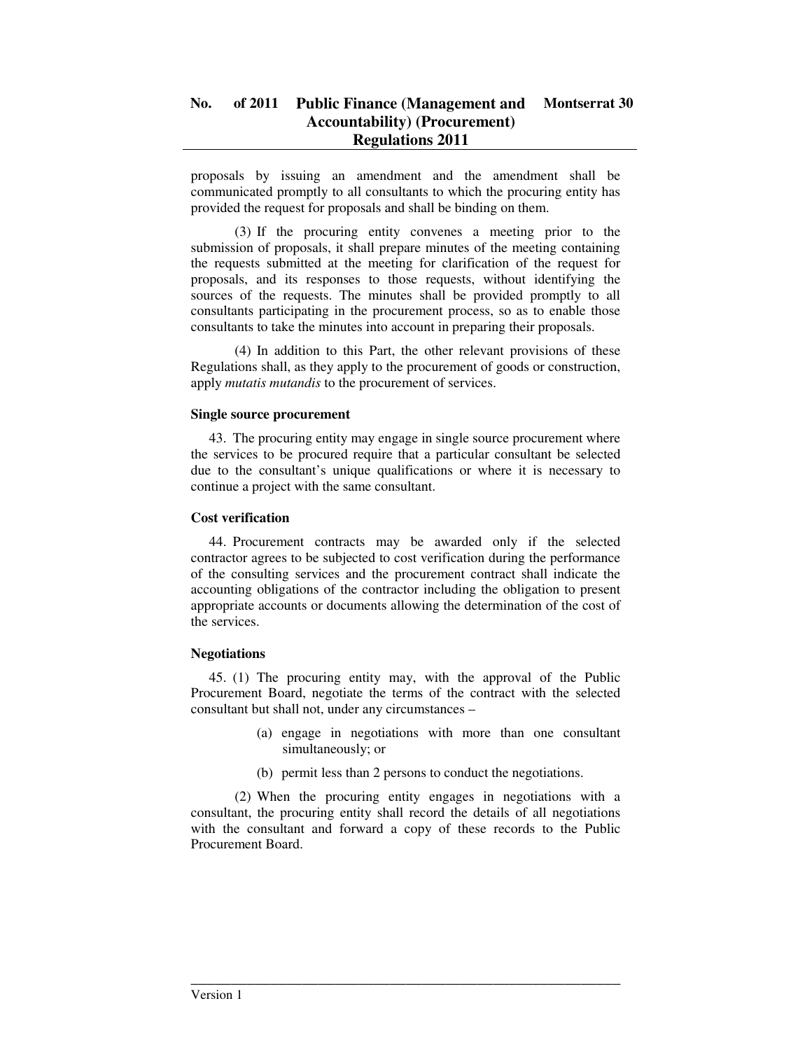proposals by issuing an amendment and the amendment shall be communicated promptly to all consultants to which the procuring entity has provided the request for proposals and shall be binding on them.

(3) If the procuring entity convenes a meeting prior to the submission of proposals, it shall prepare minutes of the meeting containing the requests submitted at the meeting for clarification of the request for proposals, and its responses to those requests, without identifying the sources of the requests. The minutes shall be provided promptly to all consultants participating in the procurement process, so as to enable those consultants to take the minutes into account in preparing their proposals.

(4) In addition to this Part, the other relevant provisions of these Regulations shall, as they apply to the procurement of goods or construction, apply *mutatis mutandis* to the procurement of services.

**Single source procurement**

43. The procuring entity may engage in single source procurement where the services to be procured require that a particular consultant be selected due to the consultant's unique qualifications or where it is necessary to continue a project with the same consultant.

**Cost verification**

44. Procurement contracts may be awarded only if the selected contractor agrees to be subjected to cost verification during the performance of the consulting services and the procurement contract shall indicate the accounting obligations of the contractor including the obligation to present appropriate accounts or documents allowing the determination of the cost of the services.

**Negotiations**

45. (1) The procuring entity may, with the approval of the Public Procurement Board, negotiate the terms of the contract with the selected consultant but shall not, under any circumstances –

(a) engage in negotiations with more than one consultant simultaneously; or

(b) permit less than 2 persons to conduct the negotiations.

(2) When the procuring entity engages in negotiations with a consultant, the procuring entity shall record the details of all negotiations with the consultant and forward a copy of these records to the Public Procurement Board.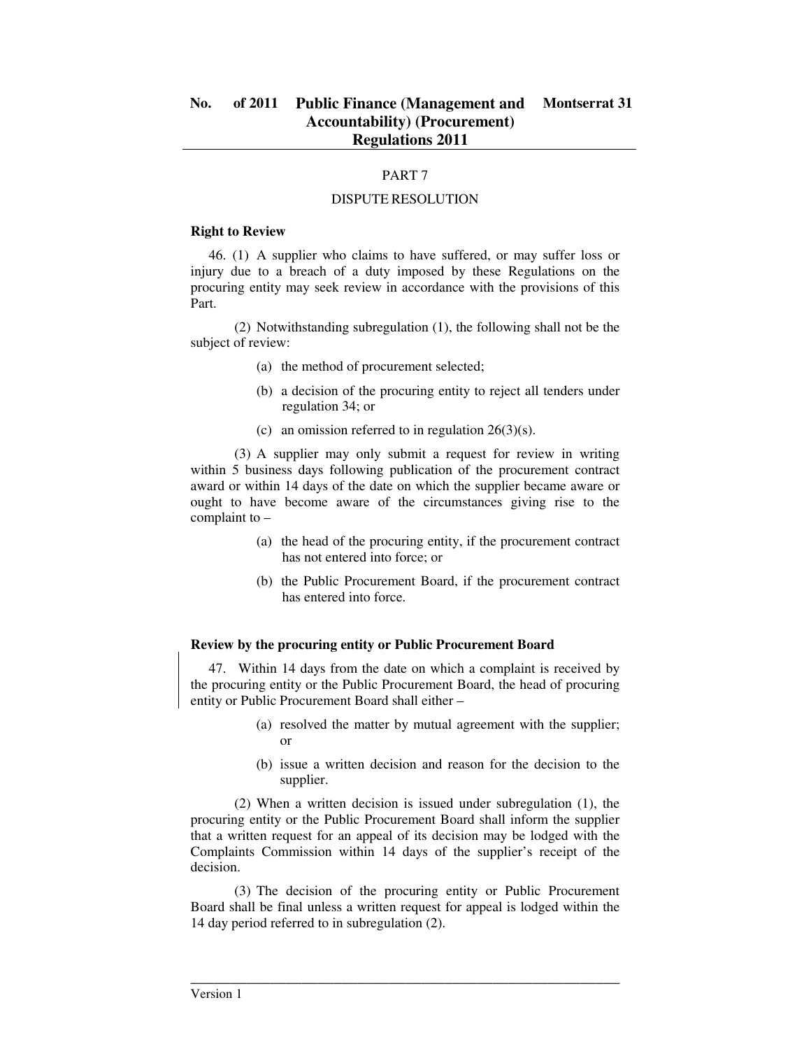PART 7

DISPUTE RESOLUTION

**Right to Review**

46. (1) A supplier who claims to have suffered, or may suffer loss or injury due to a breach of a duty imposed by these Regulations on the procuring entity may seek review in accordance with the provisions of this Part.

(2) Notwithstanding subregulation (1), the following shall not be the subject of review:

(a) the method of procurement selected;

(b) a decision of the procuring entity to reject all tenders under regulation 34; or

(c) an omission referred to in regulation 26(3)(s).

(3) A supplier may only submit a request for review in writing within 5 business days following publication of the procurement contract award or within 14 days of the date on which the supplier became aware or ought to have become aware of the circumstances giving rise to the complaint to –

(a) the head of the procuring entity, if the procurement contract has not entered into force; or

(b) the Public Procurement Board, if the procurement contract has entered into force.

**Review by the procuring entity or Public Procurement Board**

47. Within 14 days from the date on which a complaint is received by the procuring entity or the Public Procurement Board, the head of procuring entity or Public Procurement Board shall either –

(a) resolved the matter by mutual agreement with the supplier; or

(b) issue a written decision and reason for the decision to the supplier.

(2) When a written decision is issued under subregulation (1), the procuring entity or the Public Procurement Board shall inform the supplier that a written request for an appeal of its decision may be lodged with the Complaints Commission within 14 days of the supplier's receipt of the decision.

(3) The decision of the procuring entity or Public Procurement Board shall be final unless a written request for appeal is lodged within the 14 day period referred to in subregulation (2).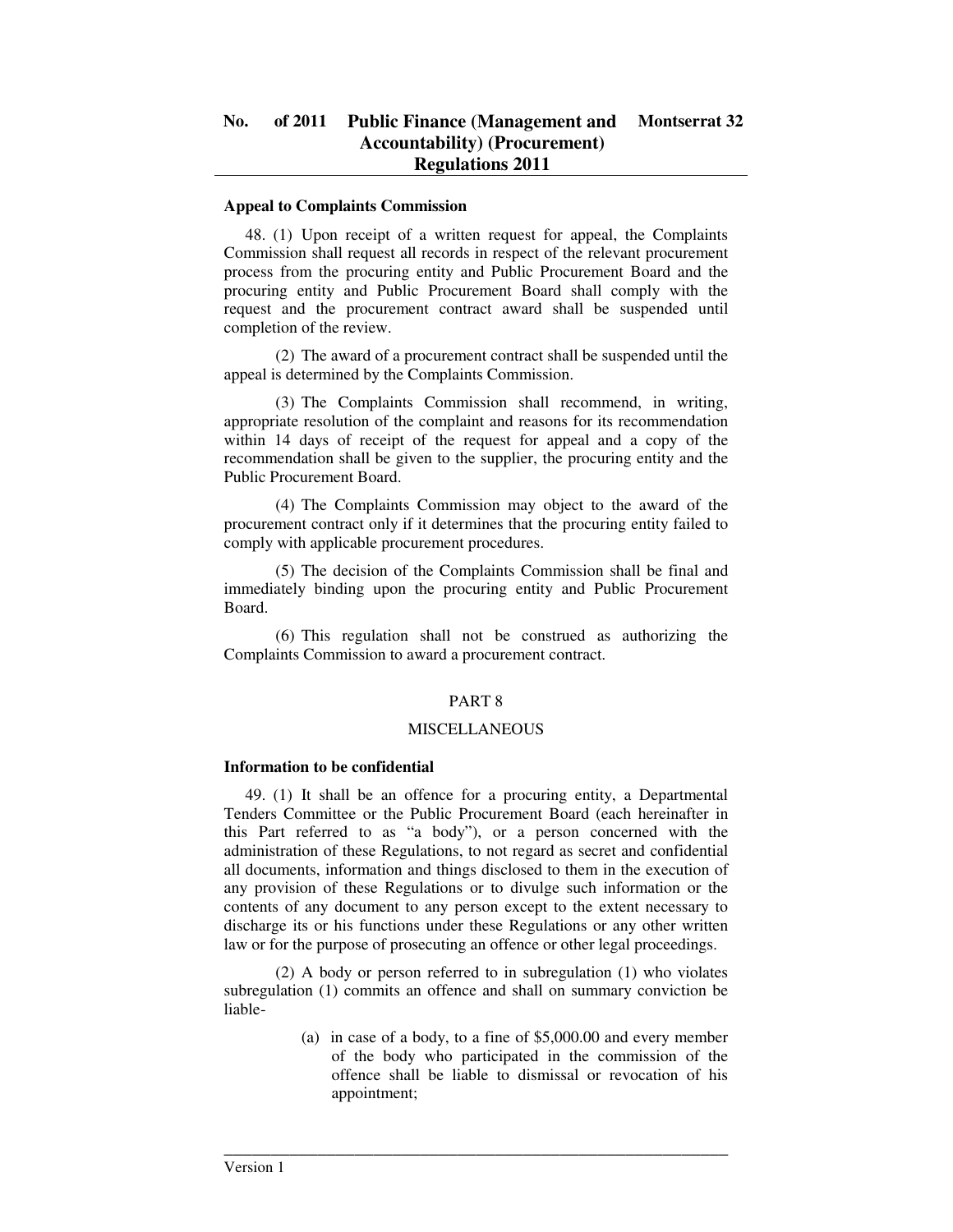**Appeal to Complaints Commission**

48. (1) Upon receipt of a written request for appeal, the Complaints Commission shall request all records in respect of the relevant procurement process from the procuring entity and Public Procurement Board and the procuring entity and Public Procurement Board shall comply with the request and the procurement contract award shall be suspended until completion of the review.

(2) The award of a procurement contract shall be suspended until the appeal is determined by the Complaints Commission.

(3) The Complaints Commission shall recommend, in writing, appropriate resolution of the complaint and reasons for its recommendation within 14 days of receipt of the request for appeal and a copy of the recommendation shall be given to the supplier, the procuring entity and the Public Procurement Board.

(4) The Complaints Commission may object to the award of the procurement contract only if it determines that the procuring entity failed to comply with applicable procurement procedures.

(5) The decision of the Complaints Commission shall be final and immediately binding upon the procuring entity and Public Procurement Board.

(6) This regulation shall not be construed as authorizing the Complaints Commission to award a procurement contract.

## PART 8

## MISCELLANEOUS

**Information to be confidential**

49. (1) It shall be an offence for a procuring entity, a Departmental Tenders Committee or the Public Procurement Board (each hereinafter in this Part referred to as "a body"), or a person concerned with the administration of these Regulations, to not regard as secret and confidential all documents, information and things disclosed to them in the execution of any provision of these Regulations or to divulge such information or the contents of any document to any person except to the extent necessary to discharge its or his functions under these Regulations or any other written law or for the purpose of prosecuting an offence or other legal proceedings.

(2) A body or person referred to in subregulation (1) who violates subregulation (1) commits an offence and shall on summary conviction be liable-

(a) in case of a body, to a fine of $5,000.00 and every member of the body who participated in the commission of the offence shall be liable to dismissal or revocation of his appointment;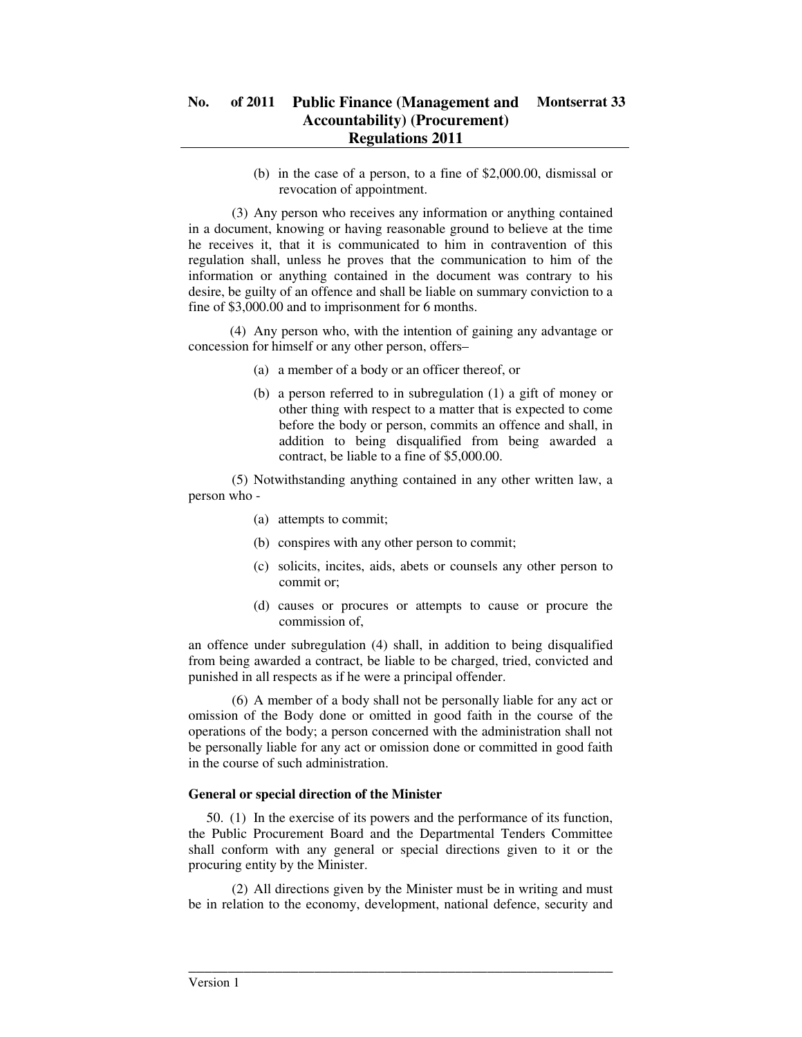(b) in the case of a person, to a fine of $2,000.00, dismissal or revocation of appointment.

(3) Any person who receives any information or anything contained in a document, knowing or having reasonable ground to believe at the time he receives it, that it is communicated to him in contravention of this regulation shall, unless he proves that the communication to him of the information or anything contained in the document was contrary to his desire, be guilty of an offence and shall be liable on summary conviction to a fine of $3,000.00 and to imprisonment for 6 months.

(4) Any person who, with the intention of gaining any advantage or concession for himself or any other person, offers–

(a) a member of a body or an officer thereof, or

(b) a person referred to in subregulation (1) a gift of money or other thing with respect to a matter that is expected to come before the body or person, commits an offence and shall, in addition to being disqualified from being awarded a contract, be liable to a fine of $5,000.00.

(5) Notwithstanding anything contained in any other written law, a person who -

(a) attempts to commit;

(b) conspires with any other person to commit;

(c) solicits, incites, aids, abets or counsels any other person to commit or;

(d) causes or procures or attempts to cause or procure the commission of,

an offence under subregulation (4) shall, in addition to being disqualified from being awarded a contract, be liable to be charged, tried, convicted and punished in all respects as if he were a principal offender.

(6) A member of a body shall not be personally liable for any act or omission of the Body done or omitted in good faith in the course of the operations of the body; a person concerned with the administration shall not be personally liable for any act or omission done or committed in good faith in the course of such administration.

**General or special direction of the Minister**

50. (1) In the exercise of its powers and the performance of its function, the Public Procurement Board and the Departmental Tenders Committee shall conform with any general or special directions given to it or the procuring entity by the Minister.

(2) All directions given by the Minister must be in writing and must be in relation to the economy, development, national defence, security and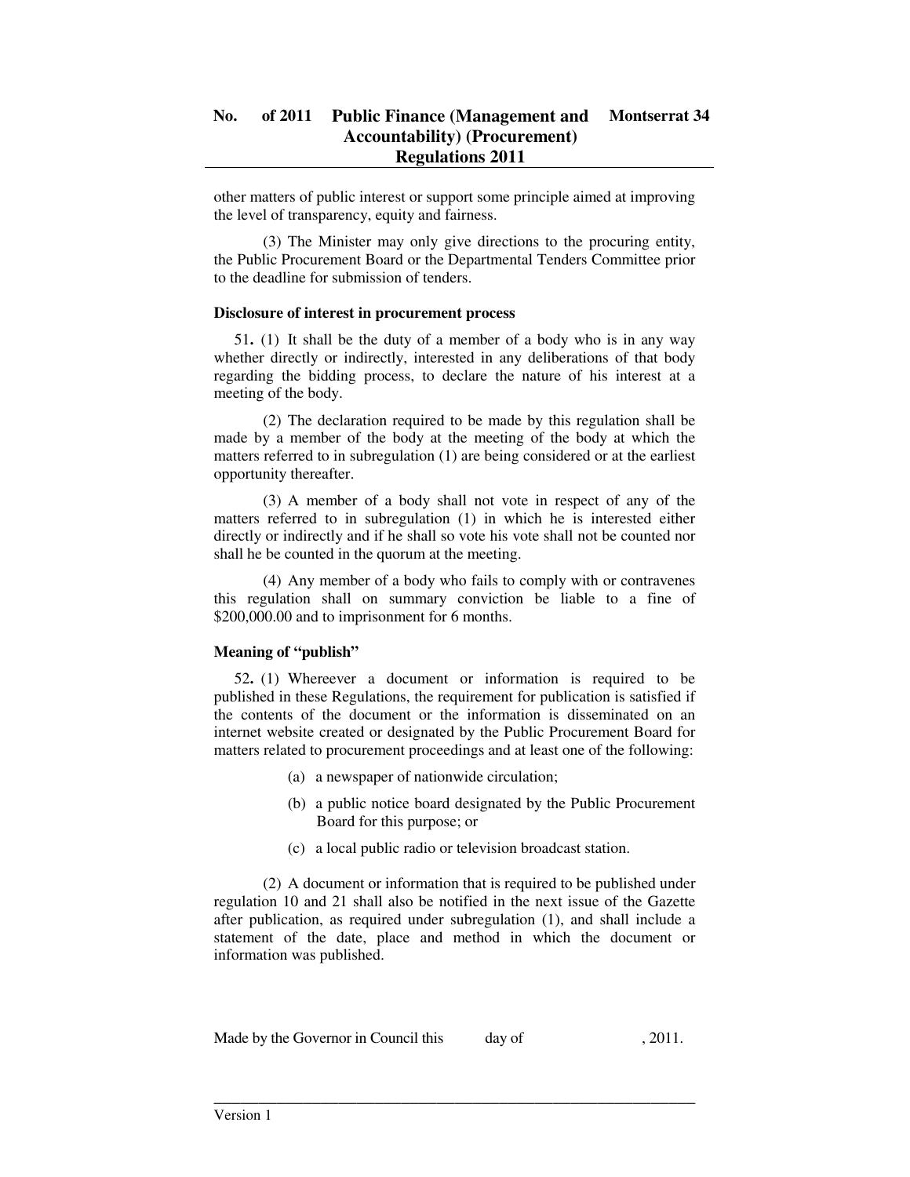other matters of public interest or support some principle aimed at improving the level of transparency, equity and fairness.

(3) The Minister may only give directions to the procuring entity, the Public Procurement Board or the Departmental Tenders Committee prior to the deadline for submission of tenders.

**Disclosure of interest in procurement process**

51**.** (1) It shall be the duty of a member of a body who is in any way whether directly or indirectly, interested in any deliberations of that body regarding the bidding process, to declare the nature of his interest at a meeting of the body.

(2) The declaration required to be made by this regulation shall be made by a member of the body at the meeting of the body at which the matters referred to in subregulation (1) are being considered or at the earliest opportunity thereafter.

(3) A member of a body shall not vote in respect of any of the matters referred to in subregulation (1) in which he is interested either directly or indirectly and if he shall so vote his vote shall not be counted nor shall he be counted in the quorum at the meeting.

(4) Any member of a body who fails to comply with or contravenes this regulation shall on summary conviction be liable to a fine of $200,000.00 and to imprisonment for 6 months.

**Meaning of "publish"**

52**.** (1) Whereever a document or information is required to be published in these Regulations, the requirement for publication is satisfied if the contents of the document or the information is disseminated on an internet website created or designated by the Public Procurement Board for matters related to procurement proceedings and at least one of the following:

(a) a newspaper of nationwide circulation;

(b) a public notice board designated by the Public Procurement Board for this purpose; or

(c) a local public radio or television broadcast station.

(2) A document or information that is required to be published under regulation 10 and 21 shall also be notified in the next issue of the Gazette after publication, as required under subregulation (1), and shall include a statement of the date, place and method in which the document or information was published.

Made by the Governor in Council this day of , 2011.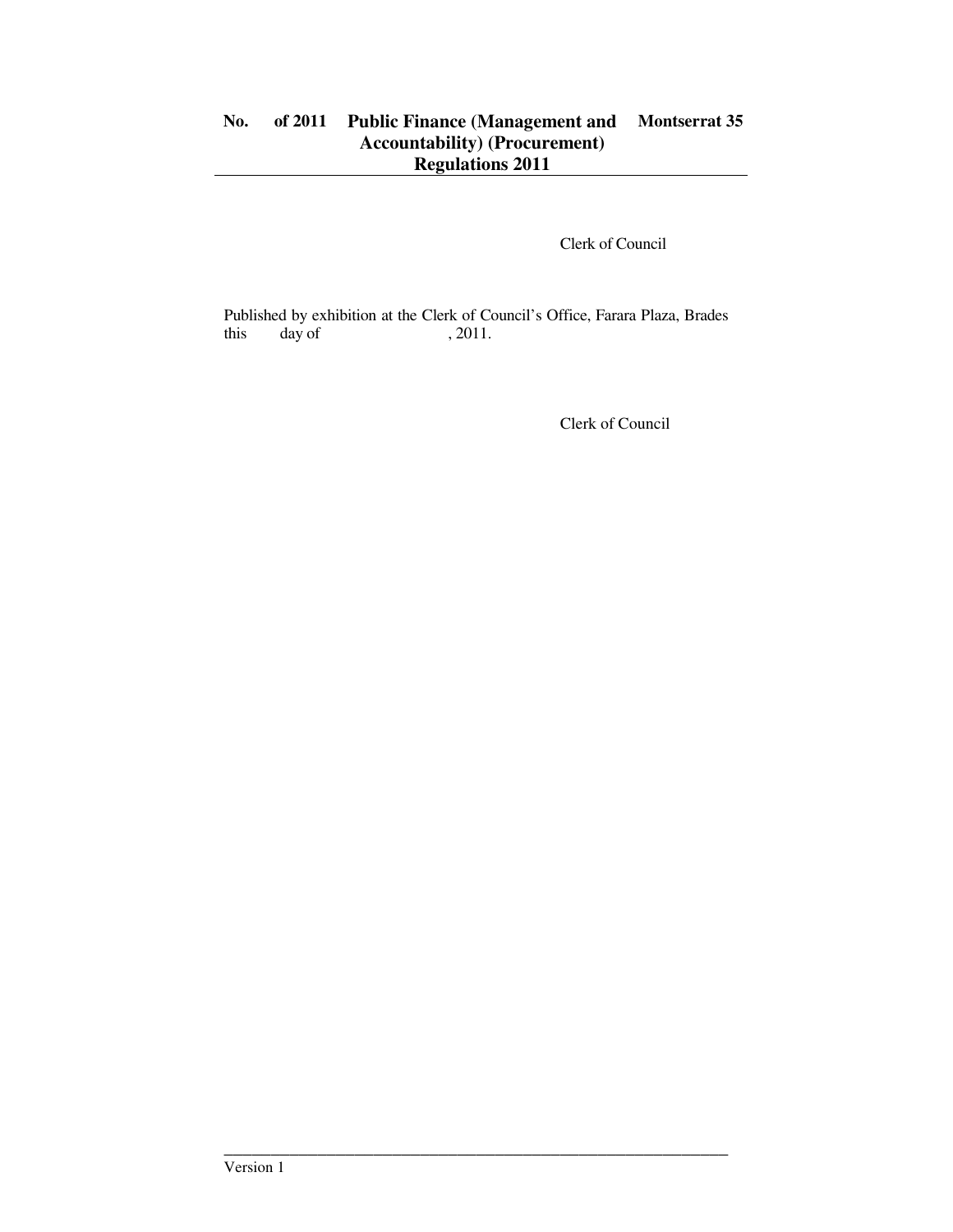Clerk of Council

Published by exhibition at the Clerk of Council's Office, Farara Plaza, Brades this day of , 2011.

Clerk of Council